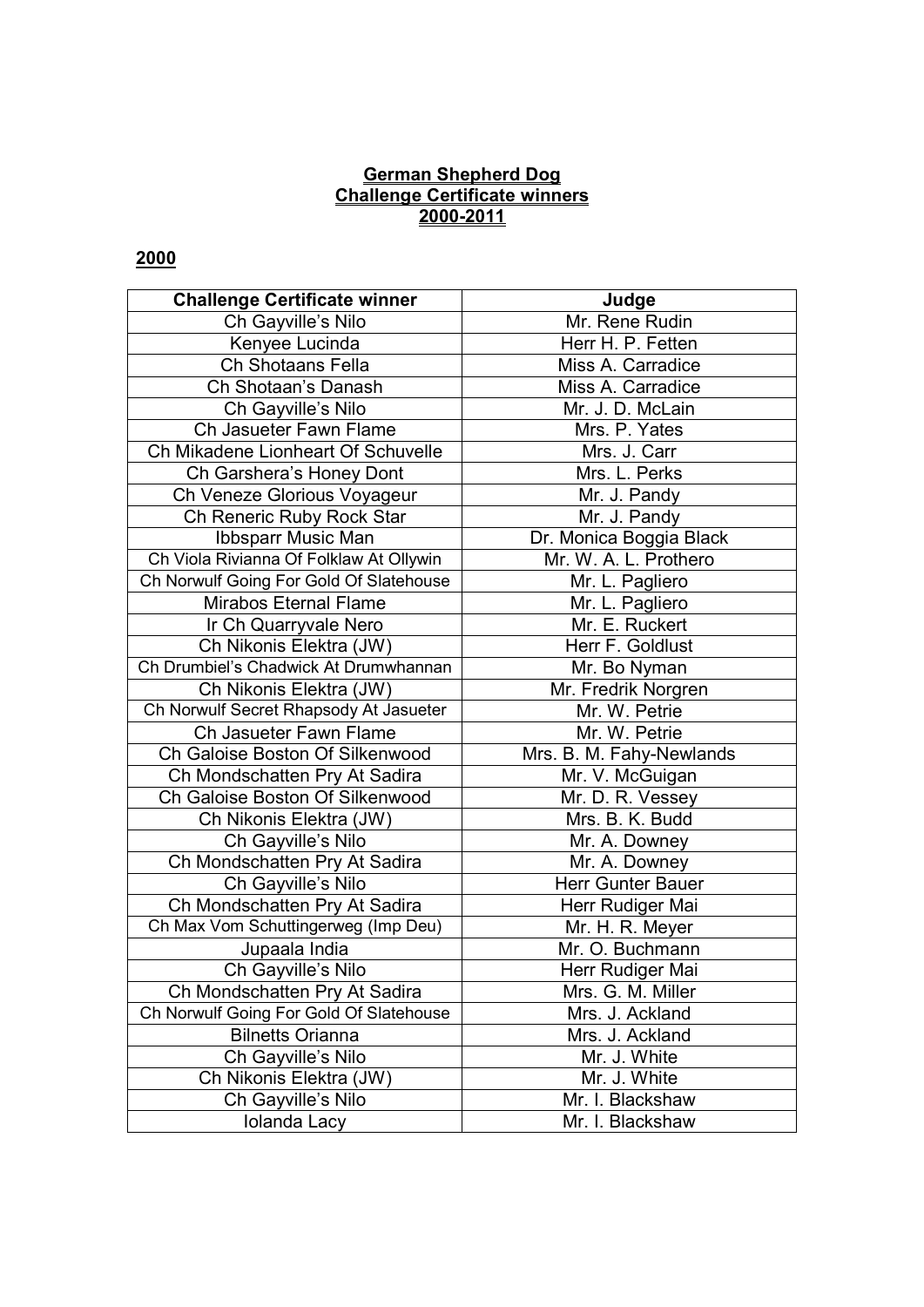## German Shepherd Dog
## Challenge Certificate winners
## 2000-2011

### 2000

| Challenge Certificate winner | Judge |
|---|---|
| Ch Gayville's Nilo | Mr. Rene Rudin |
| Kenyee Lucinda | Herr H. P. Fetten |
| Ch Shotaans Fella | Miss A. Carradice |
| Ch Shotaan's Danash | Miss A. Carradice |
| Ch Gayville's Nilo | Mr. J. D. McLain |
| Ch Jasueter Fawn Flame | Mrs. P. Yates |
| Ch Mikadene Lionheart Of Schuvelle | Mrs. J. Carr |
| Ch Garshera's Honey Dont | Mrs. L. Perks |
| Ch Veneze Glorious Voyageur | Mr. J. Pandy |
| Ch Reneric Ruby Rock Star | Mr. J. Pandy |
| Ibbsparr Music Man | Dr. Monica Boggia Black |
| Ch Viola Rivianna Of Folklaw At Ollywin | Mr. W. A. L. Prothero |
| Ch Norwulf Going For Gold Of Slatehouse | Mr. L. Pagliero |
| Mirabos Eternal Flame | Mr. L. Pagliero |
| Ir Ch Quarryvale Nero | Mr. E. Ruckert |
| Ch Nikonis Elektra (JW) | Herr F. Goldlust |
| Ch Drumbiel's Chadwick At Drumwhannan | Mr. Bo Nyman |
| Ch Nikonis Elektra (JW) | Mr. Fredrik Norgren |
| Ch Norwulf Secret Rhapsody At Jasueter | Mr. W. Petrie |
| Ch Jasueter Fawn Flame | Mr. W. Petrie |
| Ch Galoise Boston Of Silkenwood | Mrs. B. M. Fahy-Newlands |
| Ch Mondschatten Pry At Sadira | Mr. V. McGuigan |
| Ch Galoise Boston Of Silkenwood | Mr. D. R. Vessey |
| Ch Nikonis Elektra (JW) | Mrs. B. K. Budd |
| Ch Gayville's Nilo | Mr. A. Downey |
| Ch Mondschatten Pry At Sadira | Mr. A. Downey |
| Ch Gayville's Nilo | Herr Gunter Bauer |
| Ch Mondschatten Pry At Sadira | Herr Rudiger Mai |
| Ch Max Vom Schuttingerweg (Imp Deu) | Mr. H. R. Meyer |
| Jupaala India | Mr. O. Buchmann |
| Ch Gayville's Nilo | Herr Rudiger Mai |
| Ch Mondschatten Pry At Sadira | Mrs. G. M. Miller |
| Ch Norwulf Going For Gold Of Slatehouse | Mrs. J. Ackland |
| Bilnetts Orianna | Mrs. J. Ackland |
| Ch Gayville's Nilo | Mr. J. White |
| Ch Nikonis Elektra (JW) | Mr. J. White |
| Ch Gayville's Nilo | Mr. I. Blackshaw |
| Iolanda Lacy | Mr. I. Blackshaw |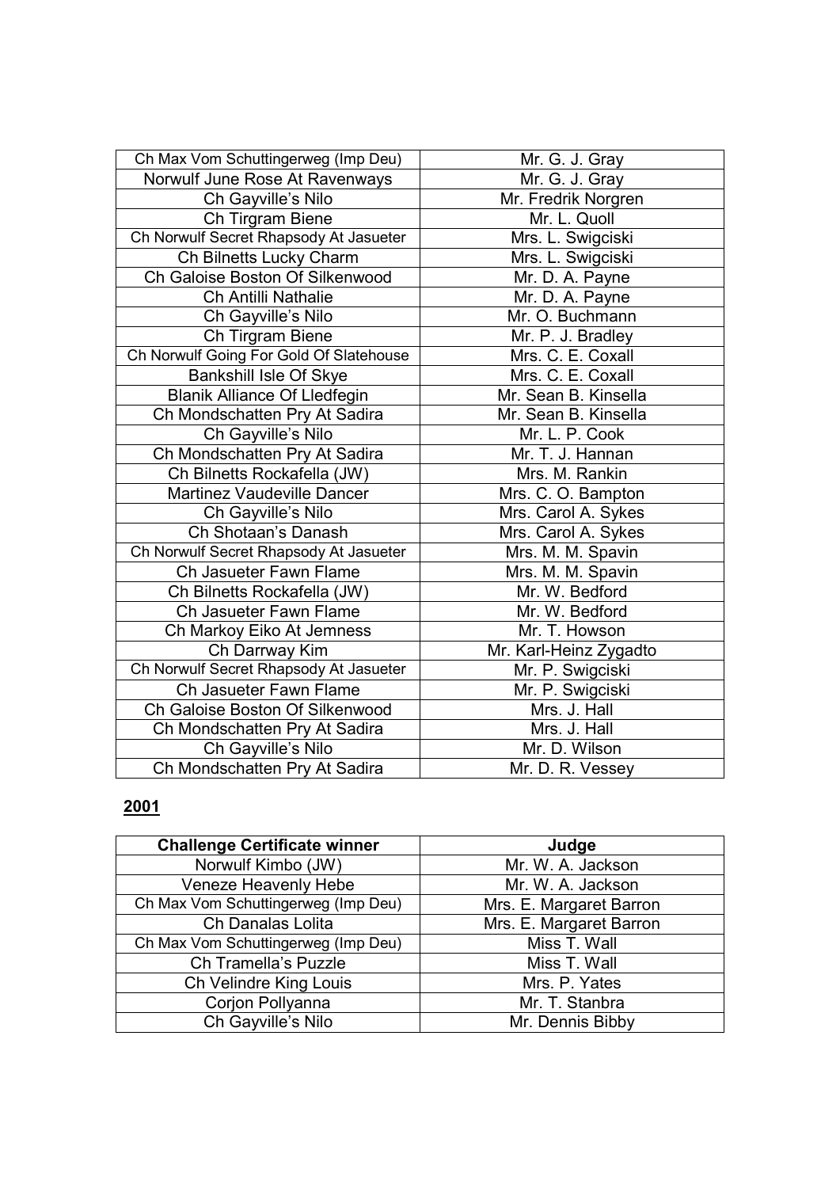| | |
|---|---|
| Ch Max Vom Schuttingerweg (Imp Deu) | Mr. G. J. Gray |
| Norwulf June Rose At Ravenways | Mr. G. J. Gray |
| Ch Gayville's Nilo | Mr. Fredrik Norgren |
| Ch Tirgram Biene | Mr. L. Quoll |
| Ch Norwulf Secret Rhapsody At Jasueter | Mrs. L. Swigciski |
| Ch Bilnetts Lucky Charm | Mrs. L. Swigciski |
| Ch Galoise Boston Of Silkenwood | Mr. D. A. Payne |
| Ch Antilli Nathalie | Mr. D. A. Payne |
| Ch Gayville's Nilo | Mr. O. Buchmann |
| Ch Tirgram Biene | Mr. P. J. Bradley |
| Ch Norwulf Going For Gold Of Slatehouse | Mrs. C. E. Coxall |
| Bankshill Isle Of Skye | Mrs. C. E. Coxall |
| Blanik Alliance Of Lledfegin | Mr. Sean B. Kinsella |
| Ch Mondschatten Pry At Sadira | Mr. Sean B. Kinsella |
| Ch Gayville's Nilo | Mr. L. P. Cook |
| Ch Mondschatten Pry At Sadira | Mr. T. J. Hannan |
| Ch Bilnetts Rockafella (JW) | Mrs. M. Rankin |
| Martinez Vaudeville Dancer | Mrs. C. O. Bampton |
| Ch Gayville's Nilo | Mrs. Carol A. Sykes |
| Ch Shotaan's Danash | Mrs. Carol A. Sykes |
| Ch Norwulf Secret Rhapsody At Jasueter | Mrs. M. M. Spavin |
| Ch Jasueter Fawn Flame | Mrs. M. M. Spavin |
| Ch Bilnetts Rockafella (JW) | Mr. W. Bedford |
| Ch Jasueter Fawn Flame | Mr. W. Bedford |
| Ch Markoy Eiko At Jemness | Mr. T. Howson |
| Ch Darrway Kim | Mr. Karl-Heinz Zygadto |
| Ch Norwulf Secret Rhapsody At Jasueter | Mr. P. Swigciski |
| Ch Jasueter Fawn Flame | Mr. P. Swigciski |
| Ch Galoise Boston Of Silkenwood | Mrs. J. Hall |
| Ch Mondschatten Pry At Sadira | Mrs. J. Hall |
| Ch Gayville's Nilo | Mr. D. Wilson |
| Ch Mondschatten Pry At Sadira | Mr. D. R. Vessey |

**2001**

| Challenge Certificate winner | Judge |
|---|---|
| Norwulf Kimbo (JW) | Mr. W. A. Jackson |
| Veneze Heavenly Hebe | Mr. W. A. Jackson |
| Ch Max Vom Schuttingerweg (Imp Deu) | Mrs. E. Margaret Barron |
| Ch Danalas Lolita | Mrs. E. Margaret Barron |
| Ch Max Vom Schuttingerweg (Imp Deu) | Miss T. Wall |
| Ch Tramella's Puzzle | Miss T. Wall |
| Ch Velindre King Louis | Mrs. P. Yates |
| Corjon Pollyanna | Mr. T. Stanbra |
| Ch Gayville's Nilo | Mr. Dennis Bibby |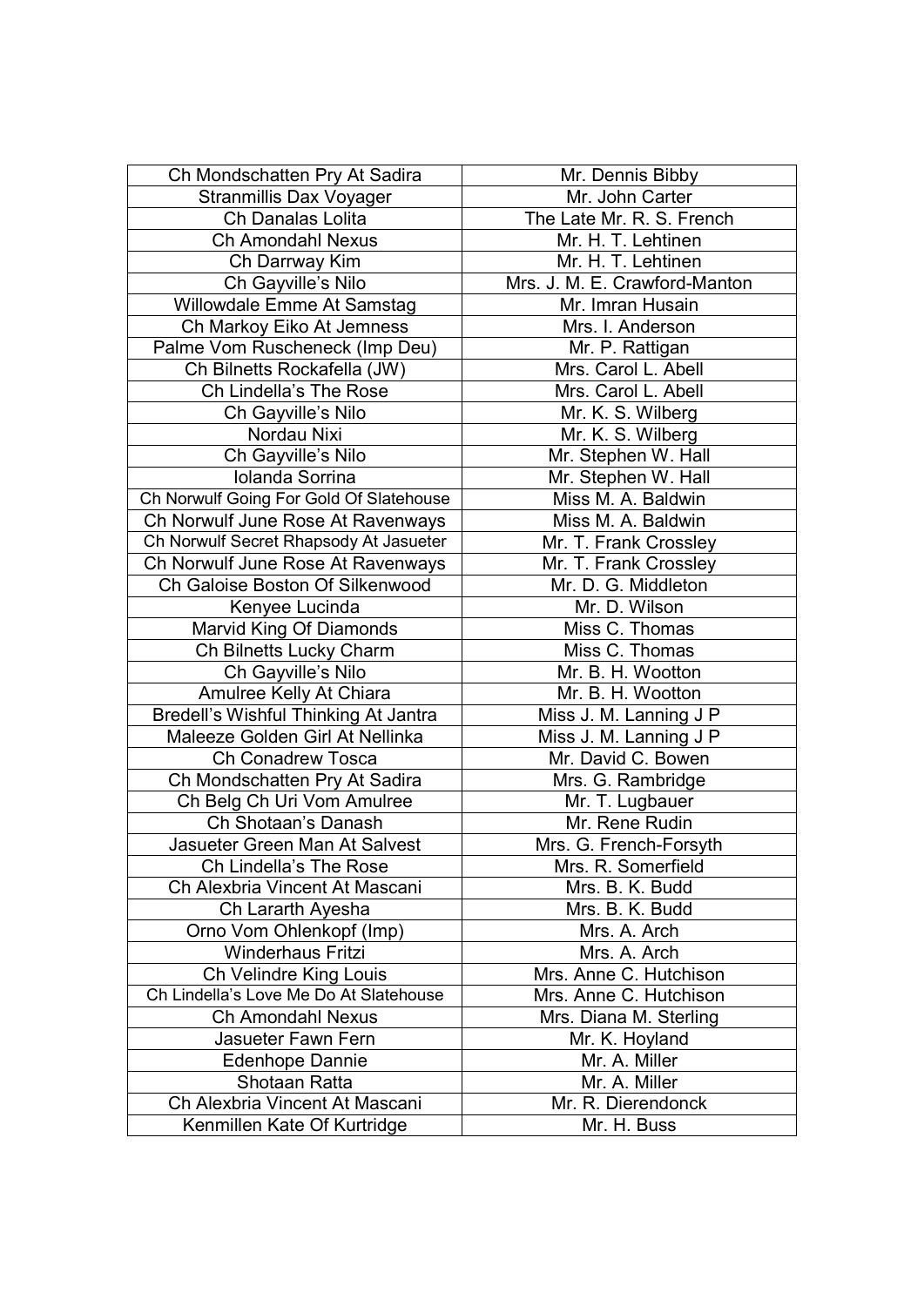| Ch Mondschatten Pry At Sadira | Mr. Dennis Bibby |
|---|---|
| Stranmillis Dax Voyager | Mr. John Carter |
| Ch Danalas Lolita | The Late Mr. R. S. French |
| Ch Amondahl Nexus | Mr. H. T. Lehtinen |
| Ch Darrway Kim | Mr. H. T. Lehtinen |
| Ch Gayville's Nilo | Mrs. J. M. E. Crawford-Manton |
| Willowdale Emme At Samstag | Mr. Imran Husain |
| Ch Markoy Eiko At Jemness | Mrs. I. Anderson |
| Palme Vom Ruscheneck (Imp Deu) | Mr. P. Rattigan |
| Ch Bilnetts Rockafella (JW) | Mrs. Carol L. Abell |
| Ch Lindella's The Rose | Mrs. Carol L. Abell |
| Ch Gayville's Nilo | Mr. K. S. Wilberg |
| Nordau Nixi | Mr. K. S. Wilberg |
| Ch Gayville's Nilo | Mr. Stephen W. Hall |
| Iolanda Sorrina | Mr. Stephen W. Hall |
| Ch Norwulf Going For Gold Of Slatehouse | Miss M. A. Baldwin |
| Ch Norwulf June Rose At Ravenways | Miss M. A. Baldwin |
| Ch Norwulf Secret Rhapsody At Jasueter | Mr. T. Frank Crossley |
| Ch Norwulf June Rose At Ravenways | Mr. T. Frank Crossley |
| Ch Galoise Boston Of Silkenwood | Mr. D. G. Middleton |
| Kenyee Lucinda | Mr. D. Wilson |
| Marvid King Of Diamonds | Miss C. Thomas |
| Ch Bilnetts Lucky Charm | Miss C. Thomas |
| Ch Gayville's Nilo | Mr. B. H. Wootton |
| Amulree Kelly At Chiara | Mr. B. H. Wootton |
| Bredell's Wishful Thinking At Jantra | Miss J. M. Lanning J P |
| Maleeze Golden Girl At Nellinka | Miss J. M. Lanning J P |
| Ch Conadrew Tosca | Mr. David C. Bowen |
| Ch Mondschatten Pry At Sadira | Mrs. G. Rambridge |
| Ch Belg Ch Uri Vom Amulree | Mr. T. Lugbauer |
| Ch Shotaan's Danash | Mr. Rene Rudin |
| Jasueter Green Man At Salvest | Mrs. G. French-Forsyth |
| Ch Lindella's The Rose | Mrs. R. Somerfield |
| Ch Alexbria Vincent At Mascani | Mrs. B. K. Budd |
| Ch Lararth Ayesha | Mrs. B. K. Budd |
| Orno Vom Ohlenkopf (Imp) | Mrs. A. Arch |
| Winderhaus Fritzi | Mrs. A. Arch |
| Ch Velindre King Louis | Mrs. Anne C. Hutchison |
| Ch Lindella's Love Me Do At Slatehouse | Mrs. Anne C. Hutchison |
| Ch Amondahl Nexus | Mrs. Diana M. Sterling |
| Jasueter Fawn Fern | Mr. K. Hoyland |
| Edenhope Dannie | Mr. A. Miller |
| Shotaan Ratta | Mr. A. Miller |
| Ch Alexbria Vincent At Mascani | Mr. R. Dierendonck |
| Kenmillen Kate Of Kurtridge | Mr. H. Buss |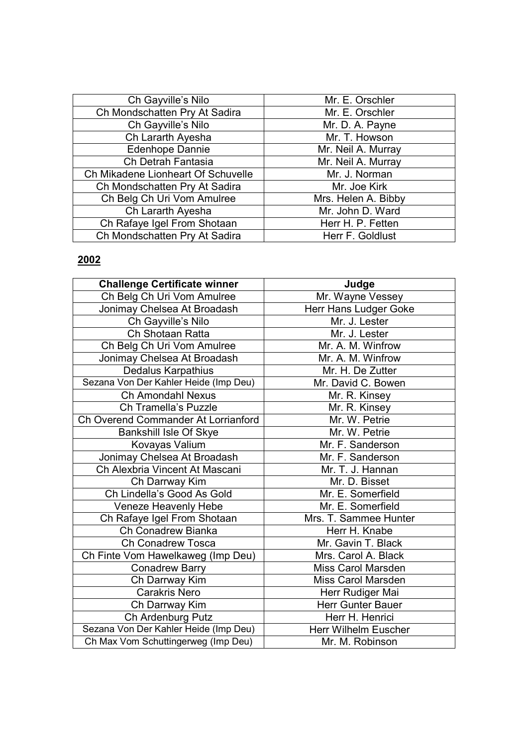| | |
|---|---|
| Ch Gayville's Nilo | Mr. E. Orschler |
| Ch Mondschatten Pry At Sadira | Mr. E. Orschler |
| Ch Gayville's Nilo | Mr. D. A. Payne |
| Ch Lararth Ayesha | Mr. T. Howson |
| Edenhope Dannie | Mr. Neil A. Murray |
| Ch Detrah Fantasia | Mr. Neil A. Murray |
| Ch Mikadene Lionheart Of Schuvelle | Mr. J. Norman |
| Ch Mondschatten Pry At Sadira | Mr. Joe Kirk |
| Ch Belg Ch Uri Vom Amulree | Mrs. Helen A. Bibby |
| Ch Lararth Ayesha | Mr. John D. Ward |
| Ch Rafaye Igel From Shotaan | Herr H. P. Fetten |
| Ch Mondschatten Pry At Sadira | Herr F. Goldlust |

## 2002

| Challenge Certificate winner | Judge |
|---|---|
| Ch Belg Ch Uri Vom Amulree | Mr. Wayne Vessey |
| Jonimay Chelsea At Broadash | Herr Hans Ludger Goke |
| Ch Gayville's Nilo | Mr. J. Lester |
| Ch Shotaan Ratta | Mr. J. Lester |
| Ch Belg Ch Uri Vom Amulree | Mr. A. M. Winfrow |
| Jonimay Chelsea At Broadash | Mr. A. M. Winfrow |
| Dedalus Karpathius | Mr. H. De Zutter |
| Sezana Von Der Kahler Heide (Imp Deu) | Mr. David C. Bowen |
| Ch Amondahl Nexus | Mr. R. Kinsey |
| Ch Tramella's Puzzle | Mr. R. Kinsey |
| Ch Overend Commander At Lorrianford | Mr. W. Petrie |
| Bankshill Isle Of Skye | Mr. W. Petrie |
| Kovayas Valium | Mr. F. Sanderson |
| Jonimay Chelsea At Broadash | Mr. F. Sanderson |
| Ch Alexbria Vincent At Mascani | Mr. T. J. Hannan |
| Ch Darrway Kim | Mr. D. Bisset |
| Ch Lindella's Good As Gold | Mr. E. Somerfield |
| Veneze Heavenly Hebe | Mr. E. Somerfield |
| Ch Rafaye Igel From Shotaan | Mrs. T. Sammee Hunter |
| Ch Conadrew Bianka | Herr H. Knabe |
| Ch Conadrew Tosca | Mr. Gavin T. Black |
| Ch Finte Vom Hawelkaweg (Imp Deu) | Mrs. Carol A. Black |
| Conadrew Barry | Miss Carol Marsden |
| Ch Darrway Kim | Miss Carol Marsden |
| Carakris Nero | Herr Rudiger Mai |
| Ch Darrway Kim | Herr Gunter Bauer |
| Ch Ardenburg Putz | Herr H. Henrici |
| Sezana Von Der Kahler Heide (Imp Deu) | Herr Wilhelm Euscher |
| Ch Max Vom Schuttingerweg (Imp Deu) | Mr. M. Robinson |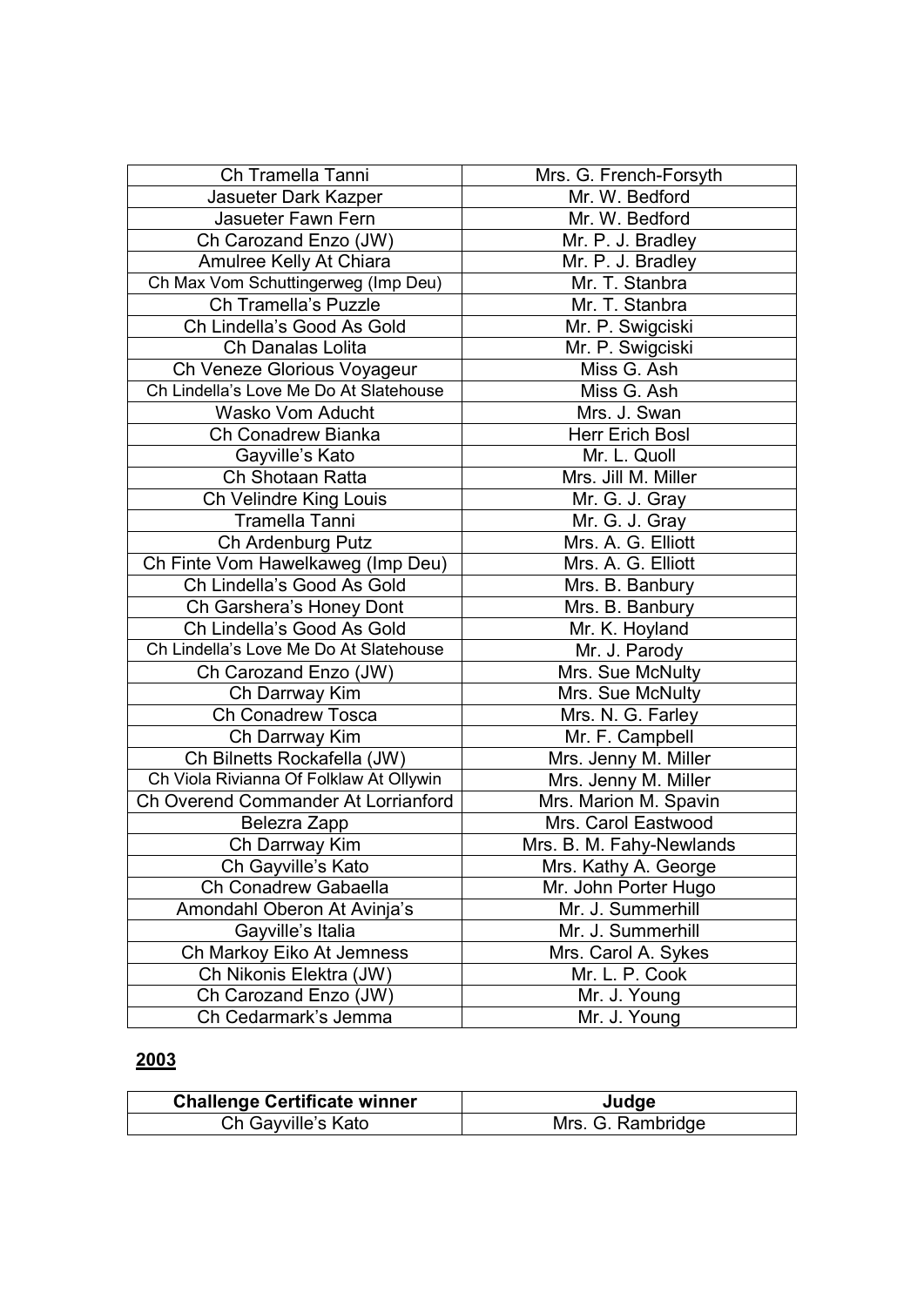| Ch Tramella Tanni | Mrs. G. French-Forsyth |
|---|---|
| Jasueter Dark Kazper | Mr. W. Bedford |
| Jasueter Fawn Fern | Mr. W. Bedford |
| Ch Carozand Enzo (JW) | Mr. P. J. Bradley |
| Amulree Kelly At Chiara | Mr. P. J. Bradley |
| Ch Max Vom Schuttingerweg (Imp Deu) | Mr. T. Stanbra |
| Ch Tramella's Puzzle | Mr. T. Stanbra |
| Ch Lindella's Good As Gold | Mr. P. Swigciski |
| Ch Danalas Lolita | Mr. P. Swigciski |
| Ch Veneze Glorious Voyageur | Miss G. Ash |
| Ch Lindella's Love Me Do At Slatehouse | Miss G. Ash |
| Wasko Vom Aducht | Mrs. J. Swan |
| Ch Conadrew Bianka | Herr Erich Bosl |
| Gayville's Kato | Mr. L. Quoll |
| Ch Shotaan Ratta | Mrs. Jill M. Miller |
| Ch Velindre King Louis | Mr. G. J. Gray |
| Tramella Tanni | Mr. G. J. Gray |
| Ch Ardenburg Putz | Mrs. A. G. Elliott |
| Ch Finte Vom Hawelkaweg (Imp Deu) | Mrs. A. G. Elliott |
| Ch Lindella's Good As Gold | Mrs. B. Banbury |
| Ch Garshera's Honey Dont | Mrs. B. Banbury |
| Ch Lindella's Good As Gold | Mr. K. Hoyland |
| Ch Lindella's Love Me Do At Slatehouse | Mr. J. Parody |
| Ch Carozand Enzo (JW) | Mrs. Sue McNulty |
| Ch Darrway Kim | Mrs. Sue McNulty |
| Ch Conadrew Tosca | Mrs. N. G. Farley |
| Ch Darrway Kim | Mr. F. Campbell |
| Ch Bilnetts Rockafella (JW) | Mrs. Jenny M. Miller |
| Ch Viola Rivianna Of Folklaw At Ollywin | Mrs. Jenny M. Miller |
| Ch Overend Commander At Lorrianford | Mrs. Marion M. Spavin |
| Belezra Zapp | Mrs. Carol Eastwood |
| Ch Darrway Kim | Mrs. B. M. Fahy-Newlands |
| Ch Gayville's Kato | Mrs. Kathy A. George |
| Ch Conadrew Gabaella | Mr. John Porter Hugo |
| Amondahl Oberon At Avinja's | Mr. J. Summerhill |
| Gayville's Italia | Mr. J. Summerhill |
| Ch Markoy Eiko At Jemness | Mrs. Carol A. Sykes |
| Ch Nikonis Elektra (JW) | Mr. L. P. Cook |
| Ch Carozand Enzo (JW) | Mr. J. Young |
| Ch Cedarmark's Jemma | Mr. J. Young |

## 2003

| Challenge Certificate winner | Judge |
|---|---|
| Ch Gayville's Kato | Mrs. G. Rambridge |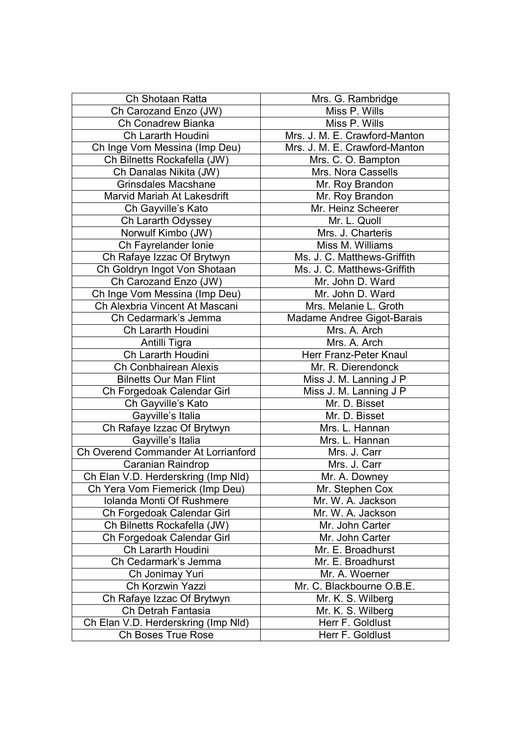| Ch Shotaan Ratta | Mrs. G. Rambridge |
|---|---|
| Ch Carozand Enzo (JW) | Miss P. Wills |
| Ch Conadrew Bianka | Miss P. Wills |
| Ch Lararth Houdini | Mrs. J. M. E. Crawford-Manton |
| Ch Inge Vom Messina (Imp Deu) | Mrs. J. M. E. Crawford-Manton |
| Ch Bilnetts Rockafella (JW) | Mrs. C. O. Bampton |
| Ch Danalas Nikita (JW) | Mrs. Nora Cassells |
| Grinsdales Macshane | Mr. Roy Brandon |
| Marvid Mariah At Lakesdrift | Mr. Roy Brandon |
| Ch Gayville's Kato | Mr. Heinz Scheerer |
| Ch Lararth Odyssey | Mr. L. Quoll |
| Norwulf Kimbo (JW) | Mrs. J. Charteris |
| Ch Fayrelander Ionie | Miss M. Williams |
| Ch Rafaye Izzac Of Brytwyn | Ms. J. C. Matthews-Griffith |
| Ch Goldryn Ingot Von Shotaan | Ms. J. C. Matthews-Griffith |
| Ch Carozand Enzo (JW) | Mr. John D. Ward |
| Ch Inge Vom Messina (Imp Deu) | Mr. John D. Ward |
| Ch Alexbria Vincent At Mascani | Mrs. Melanie L. Groth |
| Ch Cedarmark's Jemma | Madame Andree Gigot-Barais |
| Ch Lararth Houdini | Mrs. A. Arch |
| Antilli Tigra | Mrs. A. Arch |
| Ch Lararth Houdini | Herr Franz-Peter Knaul |
| Ch Conbhairean Alexis | Mr. R. Dierendonck |
| Bilnetts Our Man Flint | Miss J. M. Lanning J P |
| Ch Forgedoak Calendar Girl | Miss J. M. Lanning J P |
| Ch Gayville's Kato | Mr. D. Bisset |
| Gayville's Italia | Mr. D. Bisset |
| Ch Rafaye Izzac Of Brytwyn | Mrs. L. Hannan |
| Gayville's Italia | Mrs. L. Hannan |
| Ch Overend Commander At Lorrianford | Mrs. J. Carr |
| Caranian Raindrop | Mrs. J. Carr |
| Ch Elan V.D. Herderskring (Imp Nld) | Mr. A. Downey |
| Ch Yera Vom Fiemerick (Imp Deu) | Mr. Stephen Cox |
| Iolanda Monti Of Rushmere | Mr. W. A. Jackson |
| Ch Forgedoak Calendar Girl | Mr. W. A. Jackson |
| Ch Bilnetts Rockafella (JW) | Mr. John Carter |
| Ch Forgedoak Calendar Girl | Mr. John Carter |
| Ch Lararth Houdini | Mr. E. Broadhurst |
| Ch Cedarmark's Jemma | Mr. E. Broadhurst |
| Ch Jonimay Yuri | Mr. A. Woerner |
| Ch Korzwin Yazzi | Mr. C. Blackbourne O.B.E. |
| Ch Rafaye Izzac Of Brytwyn | Mr. K. S. Wilberg |
| Ch Detrah Fantasia | Mr. K. S. Wilberg |
| Ch Elan V.D. Herderskring (Imp Nld) | Herr F. Goldlust |
| Ch Boses True Rose | Herr F. Goldlust |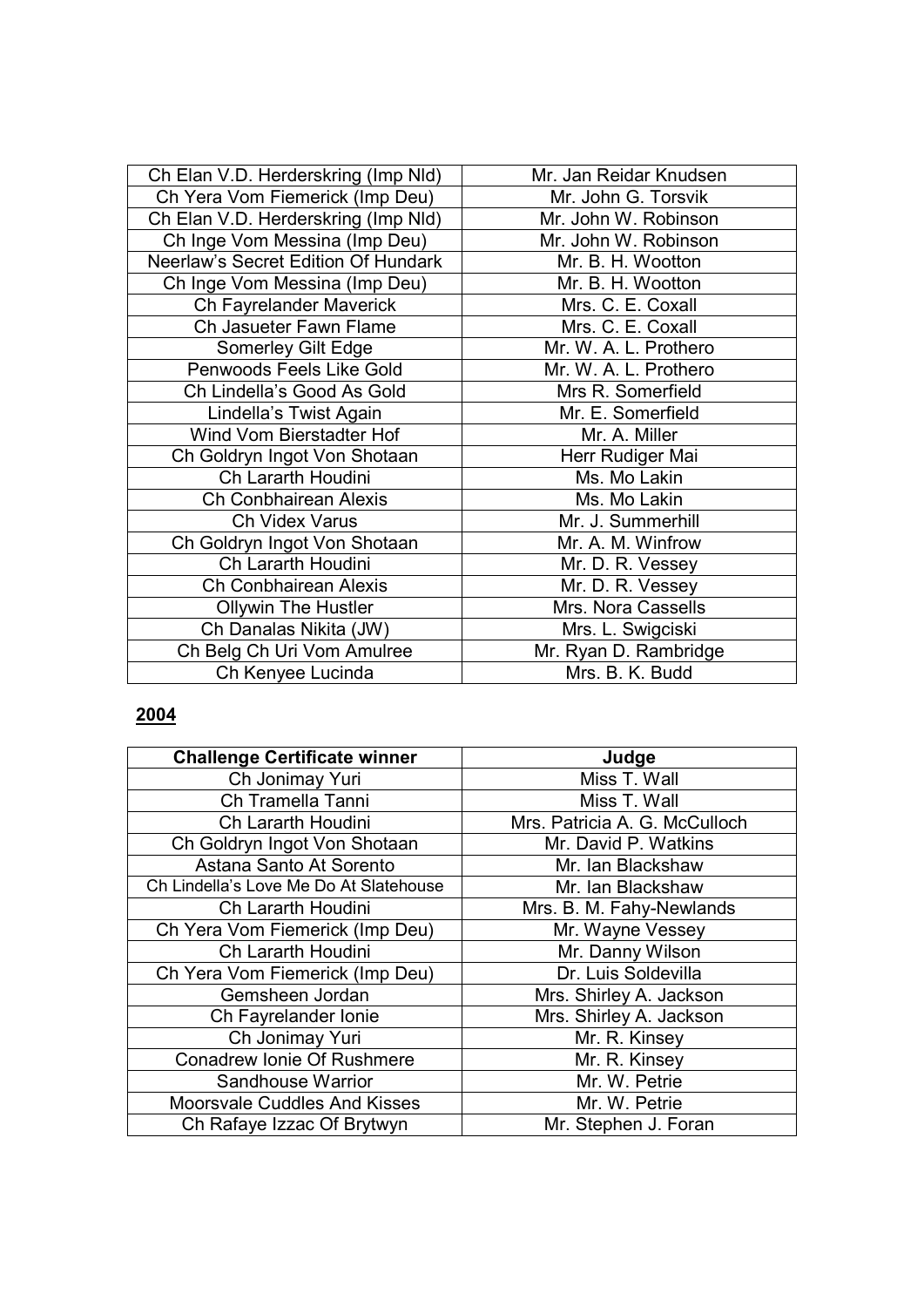| | |
|---|---|
| Ch Elan V.D. Herderskring (Imp Nld) | Mr. Jan Reidar Knudsen |
| Ch Yera Vom Fiemerick (Imp Deu) | Mr. John G. Torsvik |
| Ch Elan V.D. Herderskring (Imp Nld) | Mr. John W. Robinson |
| Ch Inge Vom Messina (Imp Deu) | Mr. John W. Robinson |
| Neerlaw's Secret Edition Of Hundark | Mr. B. H. Wootton |
| Ch Inge Vom Messina (Imp Deu) | Mr. B. H. Wootton |
| Ch Fayrelander Maverick | Mrs. C. E. Coxall |
| Ch Jasueter Fawn Flame | Mrs. C. E. Coxall |
| Somerley Gilt Edge | Mr. W. A. L. Prothero |
| Penwoods Feels Like Gold | Mr. W. A. L. Prothero |
| Ch Lindella's Good As Gold | Mrs R. Somerfield |
| Lindella's Twist Again | Mr. E. Somerfield |
| Wind Vom Bierstadter Hof | Mr. A. Miller |
| Ch Goldryn Ingot Von Shotaan | Herr Rudiger Mai |
| Ch Lararth Houdini | Ms. Mo Lakin |
| Ch Conbhairean Alexis | Ms. Mo Lakin |
| Ch Videx Varus | Mr. J. Summerhill |
| Ch Goldryn Ingot Von Shotaan | Mr. A. M. Winfrow |
| Ch Lararth Houdini | Mr. D. R. Vessey |
| Ch Conbhairean Alexis | Mr. D. R. Vessey |
| Ollywin The Hustler | Mrs. Nora Cassells |
| Ch Danalas Nikita (JW) | Mrs. L. Swigciski |
| Ch Belg Ch Uri Vom Amulree | Mr. Ryan D. Rambridge |
| Ch Kenyee Lucinda | Mrs. B. K. Budd |

**2004**

| Challenge Certificate winner | Judge |
|---|---|
| Ch Jonimay Yuri | Miss T. Wall |
| Ch Tramella Tanni | Miss T. Wall |
| Ch Lararth Houdini | Mrs. Patricia A. G. McCulloch |
| Ch Goldryn Ingot Von Shotaan | Mr. David P. Watkins |
| Astana Santo At Sorento | Mr. Ian Blackshaw |
| Ch Lindella's Love Me Do At Slatehouse | Mr. Ian Blackshaw |
| Ch Lararth Houdini | Mrs. B. M. Fahy-Newlands |
| Ch Yera Vom Fiemerick (Imp Deu) | Mr. Wayne Vessey |
| Ch Lararth Houdini | Mr. Danny Wilson |
| Ch Yera Vom Fiemerick (Imp Deu) | Dr. Luis Soldevilla |
| Gemsheen Jordan | Mrs. Shirley A. Jackson |
| Ch Fayrelander Ionie | Mrs. Shirley A. Jackson |
| Ch Jonimay Yuri | Mr. R. Kinsey |
| Conadrew Ionie Of Rushmere | Mr. R. Kinsey |
| Sandhouse Warrior | Mr. W. Petrie |
| Moorsvale Cuddles And Kisses | Mr. W. Petrie |
| Ch Rafaye Izzac Of Brytwyn | Mr. Stephen J. Foran |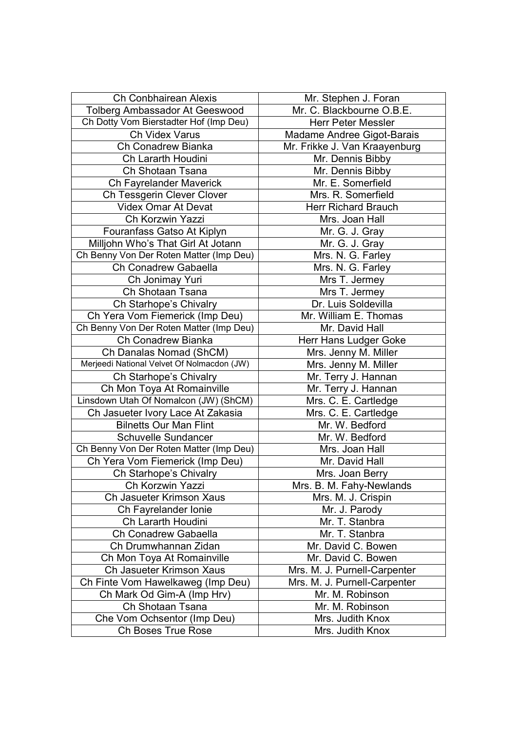| Ch Conbhairean Alexis | Mr. Stephen J. Foran |
|---|---|
| Tolberg Ambassador At Geeswood | Mr. C. Blackbourne O.B.E. |
| Ch Dotty Vom Bierstadter Hof (Imp Deu) | Herr Peter Messler |
| Ch Videx Varus | Madame Andree Gigot-Barais |
| Ch Conadrew Bianka | Mr. Frikke J. Van Kraayenburg |
| Ch Lararth Houdini | Mr. Dennis Bibby |
| Ch Shotaan Tsana | Mr. Dennis Bibby |
| Ch Fayrelander Maverick | Mr. E. Somerfield |
| Ch Tessgerin Clever Clover | Mrs. R. Somerfield |
| Videx Omar At Devat | Herr Richard Brauch |
| Ch Korzwin Yazzi | Mrs. Joan Hall |
| Fouranfass Gatso At Kiplyn | Mr. G. J. Gray |
| Milljohn Who's That Girl At Jotann | Mr. G. J. Gray |
| Ch Benny Von Der Roten Matter (Imp Deu) | Mrs. N. G. Farley |
| Ch Conadrew Gabaella | Mrs. N. G. Farley |
| Ch Jonimay Yuri | Mrs T. Jermey |
| Ch Shotaan Tsana | Mrs T. Jermey |
| Ch Starhope's Chivalry | Dr. Luis Soldevilla |
| Ch Yera Vom Fiemerick (Imp Deu) | Mr. William E. Thomas |
| Ch Benny Von Der Roten Matter (Imp Deu) | Mr. David Hall |
| Ch Conadrew Bianka | Herr Hans Ludger Goke |
| Ch Danalas Nomad (ShCM) | Mrs. Jenny M. Miller |
| Merjeedi National Velvet Of Nolmacdon (JW) | Mrs. Jenny M. Miller |
| Ch Starhope's Chivalry | Mr. Terry J. Hannan |
| Ch Mon Toya At Romainville | Mr. Terry J. Hannan |
| Linsdown Utah Of Nomalcon (JW) (ShCM) | Mrs. C. E. Cartledge |
| Ch Jasueter Ivory Lace At Zakasia | Mrs. C. E. Cartledge |
| Bilnetts Our Man Flint | Mr. W. Bedford |
| Schuvelle Sundancer | Mr. W. Bedford |
| Ch Benny Von Der Roten Matter (Imp Deu) | Mrs. Joan Hall |
| Ch Yera Vom Fiemerick (Imp Deu) | Mr. David Hall |
| Ch Starhope's Chivalry | Mrs. Joan Berry |
| Ch Korzwin Yazzi | Mrs. B. M. Fahy-Newlands |
| Ch Jasueter Krimson Xaus | Mrs. M. J. Crispin |
| Ch Fayrelander Ionie | Mr. J. Parody |
| Ch Lararth Houdini | Mr. T. Stanbra |
| Ch Conadrew Gabaella | Mr. T. Stanbra |
| Ch Drumwhannan Zidan | Mr. David C. Bowen |
| Ch Mon Toya At Romainville | Mr. David C. Bowen |
| Ch Jasueter Krimson Xaus | Mrs. M. J. Purnell-Carpenter |
| Ch Finte Vom Hawelkaweg (Imp Deu) | Mrs. M. J. Purnell-Carpenter |
| Ch Mark Od Gim-A (Imp Hrv) | Mr. M. Robinson |
| Ch Shotaan Tsana | Mr. M. Robinson |
| Che Vom Ochsentor (Imp Deu) | Mrs. Judith Knox |
| Ch Boses True Rose | Mrs. Judith Knox |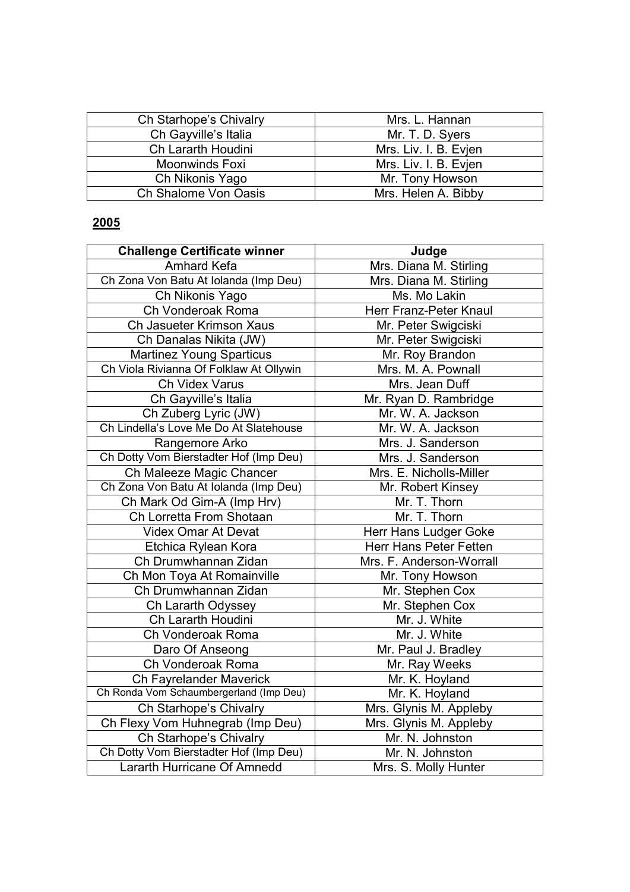| | |
|---|---|
| Ch Starhope's Chivalry | Mrs. L. Hannan |
| Ch Gayville's Italia | Mr. T. D. Syers |
| Ch Lararth Houdini | Mrs. Liv. I. B. Evjen |
| Moonwinds Foxi | Mrs. Liv. I. B. Evjen |
| Ch Nikonis Yago | Mr. Tony Howson |
| Ch Shalome Von Oasis | Mrs. Helen A. Bibby |

**2005**

| Challenge Certificate winner | Judge |
|---|---|
| Amhard Kefa | Mrs. Diana M. Stirling |
| Ch Zona Von Batu At Iolanda (Imp Deu) | Mrs. Diana M. Stirling |
| Ch Nikonis Yago | Ms. Mo Lakin |
| Ch Vonderoak Roma | Herr Franz-Peter Knaul |
| Ch Jasueter Krimson Xaus | Mr. Peter Swigciski |
| Ch Danalas Nikita (JW) | Mr. Peter Swigciski |
| Martinez Young Sparticus | Mr. Roy Brandon |
| Ch Viola Rivianna Of Folklaw At Ollywin | Mrs. M. A. Pownall |
| Ch Videx Varus | Mrs. Jean Duff |
| Ch Gayville's Italia | Mr. Ryan D. Rambridge |
| Ch Zuberg Lyric (JW) | Mr. W. A. Jackson |
| Ch Lindella's Love Me Do At Slatehouse | Mr. W. A. Jackson |
| Rangemore Arko | Mrs. J. Sanderson |
| Ch Dotty Vom Bierstadter Hof (Imp Deu) | Mrs. J. Sanderson |
| Ch Maleeze Magic Chancer | Mrs. E. Nicholls-Miller |
| Ch Zona Von Batu At Iolanda (Imp Deu) | Mr. Robert Kinsey |
| Ch Mark Od Gim-A (Imp Hrv) | Mr. T. Thorn |
| Ch Lorretta From Shotaan | Mr. T. Thorn |
| Videx Omar At Devat | Herr Hans Ludger Goke |
| Etchica Rylean Kora | Herr Hans Peter Fetten |
| Ch Drumwhannan Zidan | Mrs. F. Anderson-Worrall |
| Ch Mon Toya At Romainville | Mr. Tony Howson |
| Ch Drumwhannan Zidan | Mr. Stephen Cox |
| Ch Lararth Odyssey | Mr. Stephen Cox |
| Ch Lararth Houdini | Mr. J. White |
| Ch Vonderoak Roma | Mr. J. White |
| Daro Of Anseong | Mr. Paul J. Bradley |
| Ch Vonderoak Roma | Mr. Ray Weeks |
| Ch Fayrelander Maverick | Mr. K. Hoyland |
| Ch Ronda Vom Schaumbergerland (Imp Deu) | Mr. K. Hoyland |
| Ch Starhope's Chivalry | Mrs. Glynis M. Appleby |
| Ch Flexy Vom Huhnegrab (Imp Deu) | Mrs. Glynis M. Appleby |
| Ch Starhope's Chivalry | Mr. N. Johnston |
| Ch Dotty Vom Bierstadter Hof (Imp Deu) | Mr. N. Johnston |
| Lararth Hurricane Of Amnedd | Mrs. S. Molly Hunter |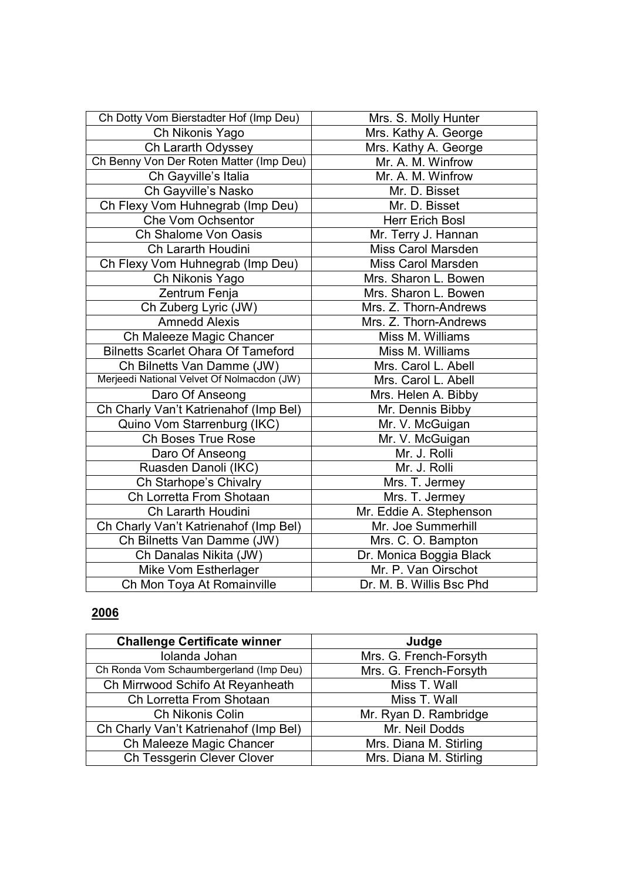| | |
|---|---|
| Ch Dotty Vom Bierstadter Hof (Imp Deu) | Mrs. S. Molly Hunter |
| Ch Nikonis Yago | Mrs. Kathy A. George |
| Ch Lararth Odyssey | Mrs. Kathy A. George |
| Ch Benny Von Der Roten Matter (Imp Deu) | Mr. A. M. Winfrow |
| Ch Gayville's Italia | Mr. A. M. Winfrow |
| Ch Gayville's Nasko | Mr. D. Bisset |
| Ch Flexy Vom Huhnegrab (Imp Deu) | Mr. D. Bisset |
| Che Vom Ochsentor | Herr Erich Bosl |
| Ch Shalome Von Oasis | Mr. Terry J. Hannan |
| Ch Lararth Houdini | Miss Carol Marsden |
| Ch Flexy Vom Huhnegrab (Imp Deu) | Miss Carol Marsden |
| Ch Nikonis Yago | Mrs. Sharon L. Bowen |
| Zentrum Fenja | Mrs. Sharon L. Bowen |
| Ch Zuberg Lyric (JW) | Mrs. Z. Thorn-Andrews |
| Amnedd Alexis | Mrs. Z. Thorn-Andrews |
| Ch Maleeze Magic Chancer | Miss M. Williams |
| Bilnetts Scarlet Ohara Of Tameford | Miss M. Williams |
| Ch Bilnetts Van Damme (JW) | Mrs. Carol L. Abell |
| Merjeedi National Velvet Of Nolmacdon (JW) | Mrs. Carol L. Abell |
| Daro Of Anseong | Mrs. Helen A. Bibby |
| Ch Charly Van't Katrienahof (Imp Bel) | Mr. Dennis Bibby |
| Quino Vom Starrenburg (IKC) | Mr. V. McGuigan |
| Ch Boses True Rose | Mr. V. McGuigan |
| Daro Of Anseong | Mr. J. Rolli |
| Ruasden Danoli (IKC) | Mr. J. Rolli |
| Ch Starhope's Chivalry | Mrs. T. Jermey |
| Ch Lorretta From Shotaan | Mrs. T. Jermey |
| Ch Lararth Houdini | Mr. Eddie A. Stephenson |
| Ch Charly Van't Katrienahof (Imp Bel) | Mr. Joe Summerhill |
| Ch Bilnetts Van Damme (JW) | Mrs. C. O. Bampton |
| Ch Danalas Nikita (JW) | Dr. Monica Boggia Black |
| Mike Vom Estherlager | Mr. P. Van Oirschot |
| Ch Mon Toya At Romainville | Dr. M. B. Willis Bsc Phd |

## 2006

| Challenge Certificate winner | Judge |
|---|---|
| Iolanda Johan | Mrs. G. French-Forsyth |
| Ch Ronda Vom Schaumbergerland (Imp Deu) | Mrs. G. French-Forsyth |
| Ch Mirrwood Schifo At Reyanheath | Miss T. Wall |
| Ch Lorretta From Shotaan | Miss T. Wall |
| Ch Nikonis Colin | Mr. Ryan D. Rambridge |
| Ch Charly Van't Katrienahof (Imp Bel) | Mr. Neil Dodds |
| Ch Maleeze Magic Chancer | Mrs. Diana M. Stirling |
| Ch Tessgerin Clever Clover | Mrs. Diana M. Stirling |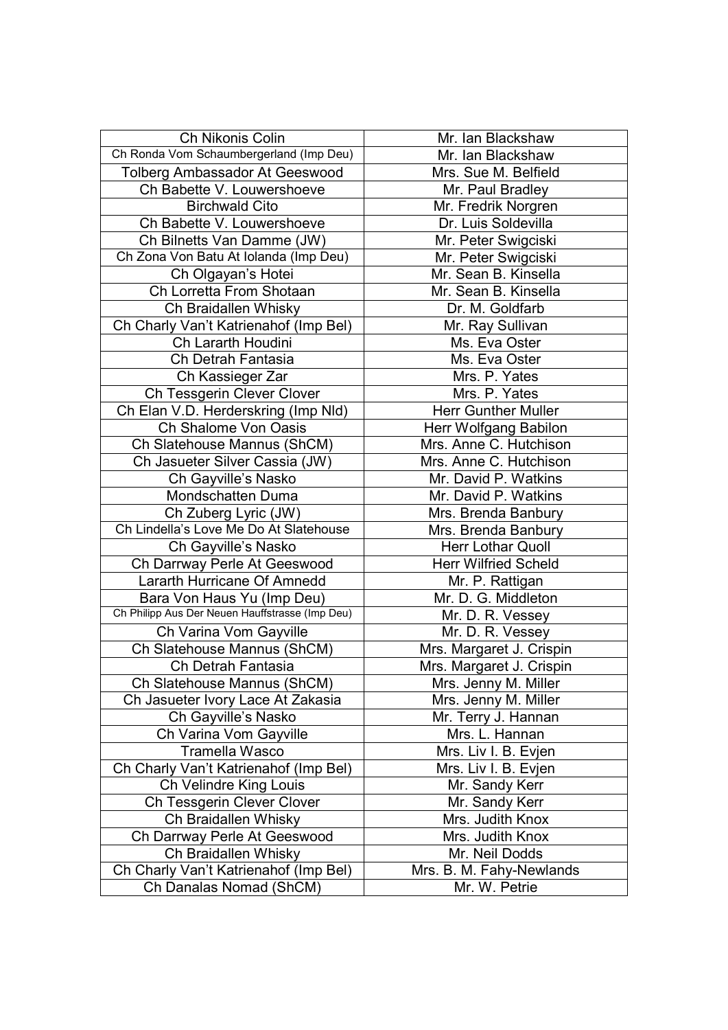| Ch Nikonis Colin | Mr. Ian Blackshaw |
|---|---|
| Ch Ronda Vom Schaumbergerland (Imp Deu) | Mr. Ian Blackshaw |
| Tolberg Ambassador At Geeswood | Mrs. Sue M. Belfield |
| Ch Babette V. Louwershoeve | Mr. Paul Bradley |
| Birchwald Cito | Mr. Fredrik Norgren |
| Ch Babette V. Louwershoeve | Dr. Luis Soldevilla |
| Ch Bilnetts Van Damme (JW) | Mr. Peter Swigciski |
| Ch Zona Von Batu At Iolanda (Imp Deu) | Mr. Peter Swigciski |
| Ch Olgayan's Hotei | Mr. Sean B. Kinsella |
| Ch Lorretta From Shotaan | Mr. Sean B. Kinsella |
| Ch Braidallen Whisky | Dr. M. Goldfarb |
| Ch Charly Van't Katrienahof (Imp Bel) | Mr. Ray Sullivan |
| Ch Lararth Houdini | Ms. Eva Oster |
| Ch Detrah Fantasia | Ms. Eva Oster |
| Ch Kassieger Zar | Mrs. P. Yates |
| Ch Tessgerin Clever Clover | Mrs. P. Yates |
| Ch Elan V.D. Herderskring (Imp Nld) | Herr Gunther Muller |
| Ch Shalome Von Oasis | Herr Wolfgang Babilon |
| Ch Slatehouse Mannus (ShCM) | Mrs. Anne C. Hutchison |
| Ch Jasueter Silver Cassia (JW) | Mrs. Anne C. Hutchison |
| Ch Gayville's Nasko | Mr. David P. Watkins |
| Mondschatten Duma | Mr. David P. Watkins |
| Ch Zuberg Lyric (JW) | Mrs. Brenda Banbury |
| Ch Lindella's Love Me Do At Slatehouse | Mrs. Brenda Banbury |
| Ch Gayville's Nasko | Herr Lothar Quoll |
| Ch Darrway Perle At Geeswood | Herr Wilfried Scheld |
| Lararth Hurricane Of Amnedd | Mr. P. Rattigan |
| Bara Von Haus Yu (Imp Deu) | Mr. D. G. Middleton |
| Ch Philipp Aus Der Neuen Hauffstrasse (Imp Deu) | Mr. D. R. Vessey |
| Ch Varina Vom Gayville | Mr. D. R. Vessey |
| Ch Slatehouse Mannus (ShCM) | Mrs. Margaret J. Crispin |
| Ch Detrah Fantasia | Mrs. Margaret J. Crispin |
| Ch Slatehouse Mannus (ShCM) | Mrs. Jenny M. Miller |
| Ch Jasueter Ivory Lace At Zakasia | Mrs. Jenny M. Miller |
| Ch Gayville's Nasko | Mr. Terry J. Hannan |
| Ch Varina Vom Gayville | Mrs. L. Hannan |
| Tramella Wasco | Mrs. Liv I. B. Evjen |
| Ch Charly Van't Katrienahof (Imp Bel) | Mrs. Liv I. B. Evjen |
| Ch Velindre King Louis | Mr. Sandy Kerr |
| Ch Tessgerin Clever Clover | Mr. Sandy Kerr |
| Ch Braidallen Whisky | Mrs. Judith Knox |
| Ch Darrway Perle At Geeswood | Mrs. Judith Knox |
| Ch Braidallen Whisky | Mr. Neil Dodds |
| Ch Charly Van't Katrienahof (Imp Bel) | Mrs. B. M. Fahy-Newlands |
| Ch Danalas Nomad (ShCM) | Mr. W. Petrie |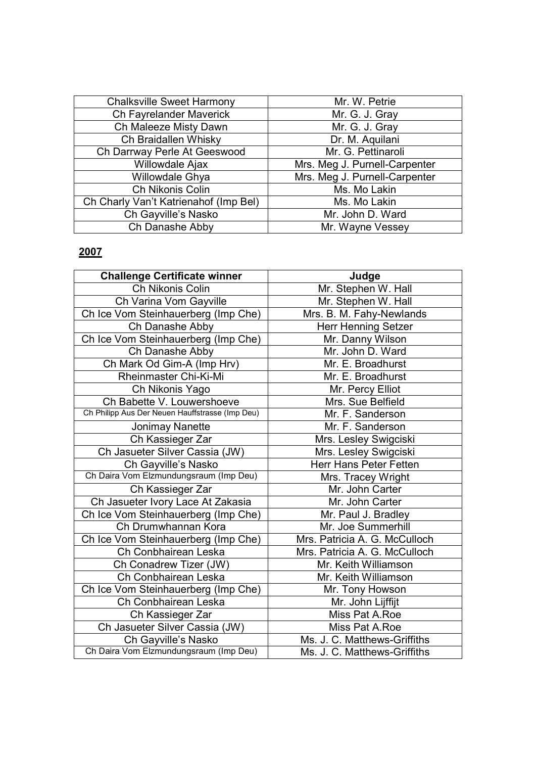| | |
|---|---|
| Chalksville Sweet Harmony | Mr. W. Petrie |
| Ch Fayrelander Maverick | Mr. G. J. Gray |
| Ch Maleeze Misty Dawn | Mr. G. J. Gray |
| Ch Braidallen Whisky | Dr. M. Aquilani |
| Ch Darrway Perle At Geeswood | Mr. G. Pettinaroli |
| Willowdale Ajax | Mrs. Meg J. Purnell-Carpenter |
| Willowdale Ghya | Mrs. Meg J. Purnell-Carpenter |
| Ch Nikonis Colin | Ms. Mo Lakin |
| Ch Charly Van't Katrienahof (Imp Bel) | Ms. Mo Lakin |
| Ch Gayville's Nasko | Mr. John D. Ward |
| Ch Danashe Abby | Mr. Wayne Vessey |

## 2007

| Challenge Certificate winner | Judge |
|---|---|
| Ch Nikonis Colin | Mr. Stephen W. Hall |
| Ch Varina Vom Gayville | Mr. Stephen W. Hall |
| Ch Ice Vom Steinhauerberg (Imp Che) | Mrs. B. M. Fahy-Newlands |
| Ch Danashe Abby | Herr Henning Setzer |
| Ch Ice Vom Steinhauerberg (Imp Che) | Mr. Danny Wilson |
| Ch Danashe Abby | Mr. John D. Ward |
| Ch Mark Od Gim-A (Imp Hrv) | Mr. E. Broadhurst |
| Rheinmaster Chi-Ki-Mi | Mr. E. Broadhurst |
| Ch Nikonis Yago | Mr. Percy Elliot |
| Ch Babette V. Louwershoeve | Mrs. Sue Belfield |
| Ch Philipp Aus Der Neuen Hauffstrasse (Imp Deu) | Mr. F. Sanderson |
| Jonimay Nanette | Mr. F. Sanderson |
| Ch Kassieger Zar | Mrs. Lesley Swigciski |
| Ch Jasueter Silver Cassia (JW) | Mrs. Lesley Swigciski |
| Ch Gayville's Nasko | Herr Hans Peter Fetten |
| Ch Daira Vom Elzmundungsraum (Imp Deu) | Mrs. Tracey Wright |
| Ch Kassieger Zar | Mr. John Carter |
| Ch Jasueter Ivory Lace At Zakasia | Mr. John Carter |
| Ch Ice Vom Steinhauerberg (Imp Che) | Mr. Paul J. Bradley |
| Ch Drumwhannan Kora | Mr. Joe Summerhill |
| Ch Ice Vom Steinhauerberg (Imp Che) | Mrs. Patricia A. G. McCulloch |
| Ch Conbhairean Leska | Mrs. Patricia A. G. McCulloch |
| Ch Conadrew Tizer (JW) | Mr. Keith Williamson |
| Ch Conbhairean Leska | Mr. Keith Williamson |
| Ch Ice Vom Steinhauerberg (Imp Che) | Mr. Tony Howson |
| Ch Conbhairean Leska | Mr. John Lijffijt |
| Ch Kassieger Zar | Miss Pat A.Roe |
| Ch Jasueter Silver Cassia (JW) | Miss Pat A.Roe |
| Ch Gayville's Nasko | Ms. J. C. Matthews-Griffiths |
| Ch Daira Vom Elzmundungsraum (Imp Deu) | Ms. J. C. Matthews-Griffiths |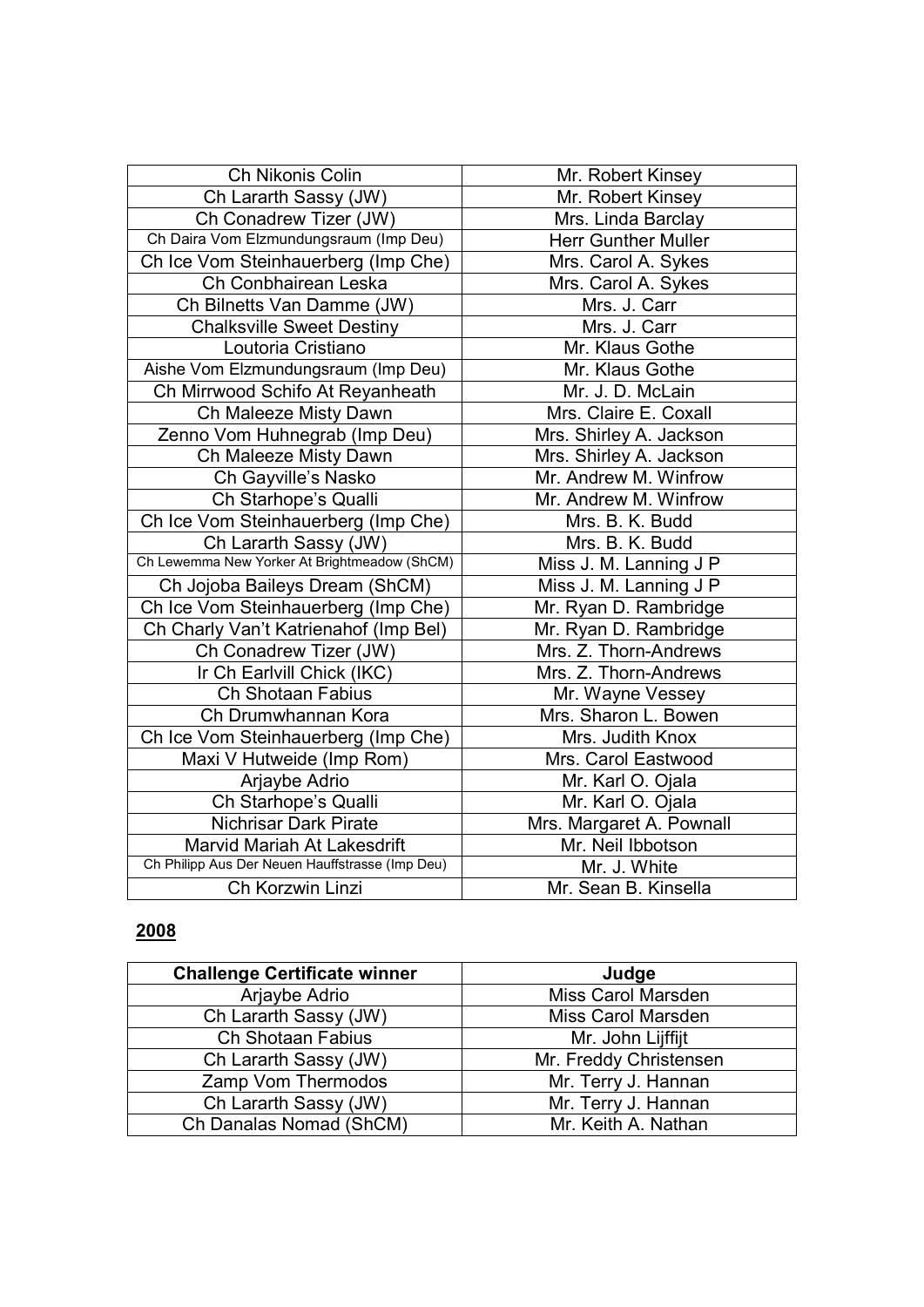| | |
|---|---|
| Ch Nikonis Colin | Mr. Robert Kinsey |
| Ch Lararth Sassy (JW) | Mr. Robert Kinsey |
| Ch Conadrew Tizer (JW) | Mrs. Linda Barclay |
| Ch Daira Vom Elzmundungsraum (Imp Deu) | Herr Gunther Muller |
| Ch Ice Vom Steinhauerberg (Imp Che) | Mrs. Carol A. Sykes |
| Ch Conbhairean Leska | Mrs. Carol A. Sykes |
| Ch Bilnetts Van Damme (JW) | Mrs. J. Carr |
| Chalksville Sweet Destiny | Mrs. J. Carr |
| Loutoria Cristiano | Mr. Klaus Gothe |
| Aishe Vom Elzmundungsraum (Imp Deu) | Mr. Klaus Gothe |
| Ch Mirrwood Schifo At Reyanheath | Mr. J. D. McLain |
| Ch Maleeze Misty Dawn | Mrs. Claire E. Coxall |
| Zenno Vom Huhnegrab (Imp Deu) | Mrs. Shirley A. Jackson |
| Ch Maleeze Misty Dawn | Mrs. Shirley A. Jackson |
| Ch Gayville's Nasko | Mr. Andrew M. Winfrow |
| Ch Starhope's Qualli | Mr. Andrew M. Winfrow |
| Ch Ice Vom Steinhauerberg (Imp Che) | Mrs. B. K. Budd |
| Ch Lararth Sassy (JW) | Mrs. B. K. Budd |
| Ch Lewemma New Yorker At Brightmeadow (ShCM) | Miss J. M. Lanning J P |
| Ch Jojoba Baileys Dream (ShCM) | Miss J. M. Lanning J P |
| Ch Ice Vom Steinhauerberg (Imp Che) | Mr. Ryan D. Rambridge |
| Ch Charly Van't Katrienahof (Imp Bel) | Mr. Ryan D. Rambridge |
| Ch Conadrew Tizer (JW) | Mrs. Z. Thorn-Andrews |
| Ir Ch Earlvill Chick (IKC) | Mrs. Z. Thorn-Andrews |
| Ch Shotaan Fabius | Mr. Wayne Vessey |
| Ch Drumwhannan Kora | Mrs. Sharon L. Bowen |
| Ch Ice Vom Steinhauerberg (Imp Che) | Mrs. Judith Knox |
| Maxi V Hutweide (Imp Rom) | Mrs. Carol Eastwood |
| Arjaybe Adrio | Mr. Karl O. Ojala |
| Ch Starhope's Qualli | Mr. Karl O. Ojala |
| Nichrisar Dark Pirate | Mrs. Margaret A. Pownall |
| Marvid Mariah At Lakesdrift | Mr. Neil Ibbotson |
| Ch Philipp Aus Der Neuen Hauffstrasse (Imp Deu) | Mr. J. White |
| Ch Korzwin Linzi | Mr. Sean B. Kinsella |

## 2008

| Challenge Certificate winner | Judge |
|---|---|
| Arjaybe Adrio | Miss Carol Marsden |
| Ch Lararth Sassy (JW) | Miss Carol Marsden |
| Ch Shotaan Fabius | Mr. John Lijffijt |
| Ch Lararth Sassy (JW) | Mr. Freddy Christensen |
| Zamp Vom Thermodos | Mr. Terry J. Hannan |
| Ch Lararth Sassy (JW) | Mr. Terry J. Hannan |
| Ch Danalas Nomad (ShCM) | Mr. Keith A. Nathan |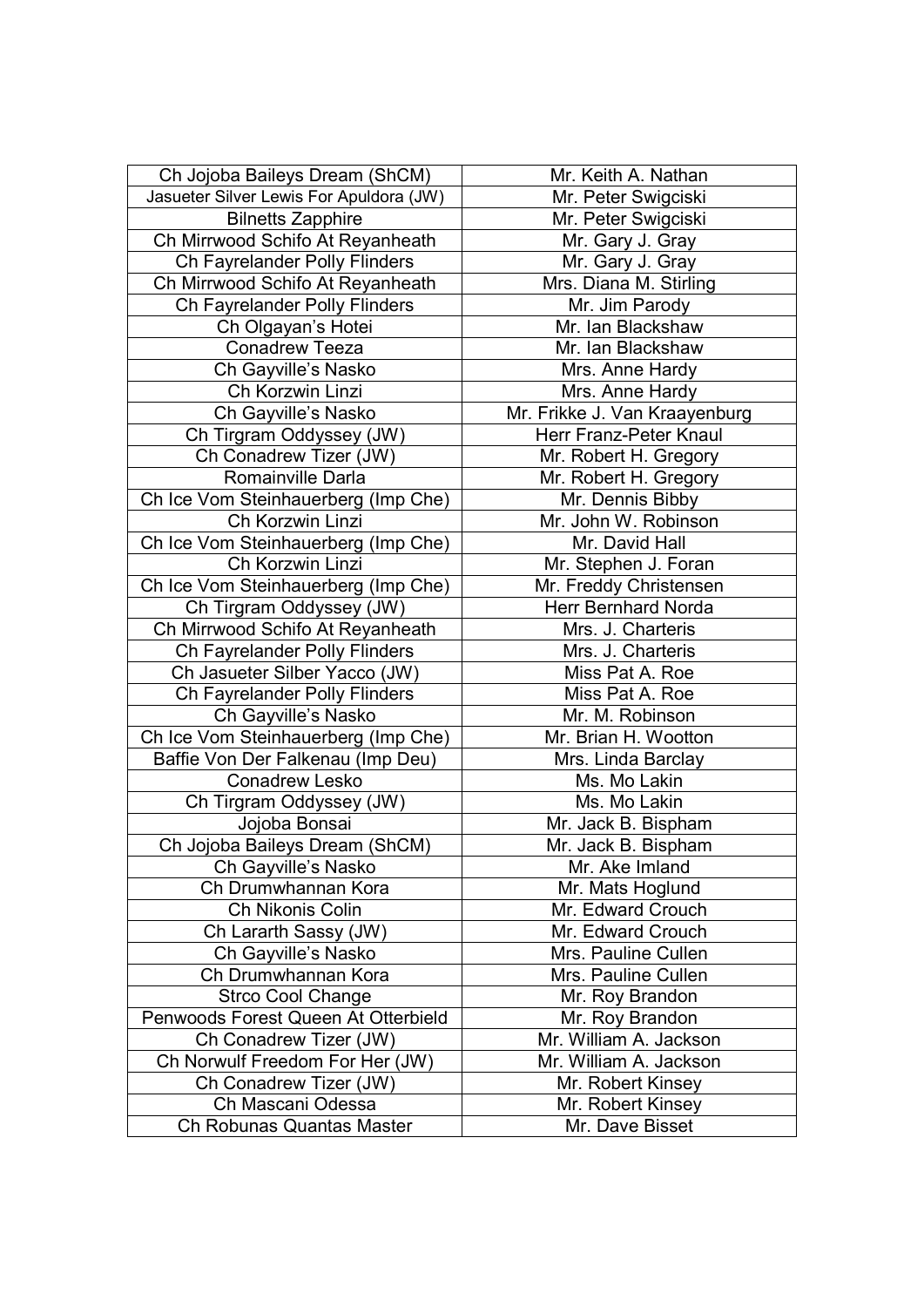| Ch Jojoba Baileys Dream (ShCM) | Mr. Keith A. Nathan |
|---|---|
| Jasueter Silver Lewis For Apuldora (JW) | Mr. Peter Swigciski |
| Bilnetts Zapphire | Mr. Peter Swigciski |
| Ch Mirrwood Schifo At Reyanheath | Mr. Gary J. Gray |
| Ch Fayrelander Polly Flinders | Mr. Gary J. Gray |
| Ch Mirrwood Schifo At Reyanheath | Mrs. Diana M. Stirling |
| Ch Fayrelander Polly Flinders | Mr. Jim Parody |
| Ch Olgayan's Hotei | Mr. Ian Blackshaw |
| Conadrew Teeza | Mr. Ian Blackshaw |
| Ch Gayville's Nasko | Mrs. Anne Hardy |
| Ch Korzwin Linzi | Mrs. Anne Hardy |
| Ch Gayville's Nasko | Mr. Frikke J. Van Kraayenburg |
| Ch Tirgram Oddyssey (JW) | Herr Franz-Peter Knaul |
| Ch Conadrew Tizer (JW) | Mr. Robert H. Gregory |
| Romainville Darla | Mr. Robert H. Gregory |
| Ch Ice Vom Steinhauerberg (Imp Che) | Mr. Dennis Bibby |
| Ch Korzwin Linzi | Mr. John W. Robinson |
| Ch Ice Vom Steinhauerberg (Imp Che) | Mr. David Hall |
| Ch Korzwin Linzi | Mr. Stephen J. Foran |
| Ch Ice Vom Steinhauerberg (Imp Che) | Mr. Freddy Christensen |
| Ch Tirgram Oddyssey (JW) | Herr Bernhard Norda |
| Ch Mirrwood Schifo At Reyanheath | Mrs. J. Charteris |
| Ch Fayrelander Polly Flinders | Mrs. J. Charteris |
| Ch Jasueter Silber Yacco (JW) | Miss Pat A. Roe |
| Ch Fayrelander Polly Flinders | Miss Pat A. Roe |
| Ch Gayville's Nasko | Mr. M. Robinson |
| Ch Ice Vom Steinhauerberg (Imp Che) | Mr. Brian H. Wootton |
| Baffie Von Der Falkenau (Imp Deu) | Mrs. Linda Barclay |
| Conadrew Lesko | Ms. Mo Lakin |
| Ch Tirgram Oddyssey (JW) | Ms. Mo Lakin |
| Jojoba Bonsai | Mr. Jack B. Bispham |
| Ch Jojoba Baileys Dream (ShCM) | Mr. Jack B. Bispham |
| Ch Gayville's Nasko | Mr. Ake Imland |
| Ch Drumwhannan Kora | Mr. Mats Hoglund |
| Ch Nikonis Colin | Mr. Edward Crouch |
| Ch Lararth Sassy (JW) | Mr. Edward Crouch |
| Ch Gayville's Nasko | Mrs. Pauline Cullen |
| Ch Drumwhannan Kora | Mrs. Pauline Cullen |
| Strco Cool Change | Mr. Roy Brandon |
| Penwoods Forest Queen At Otterbield | Mr. Roy Brandon |
| Ch Conadrew Tizer (JW) | Mr. William A. Jackson |
| Ch Norwulf Freedom For Her (JW) | Mr. William A. Jackson |
| Ch Conadrew Tizer (JW) | Mr. Robert Kinsey |
| Ch Mascani Odessa | Mr. Robert Kinsey |
| Ch Robunas Quantas Master | Mr. Dave Bisset |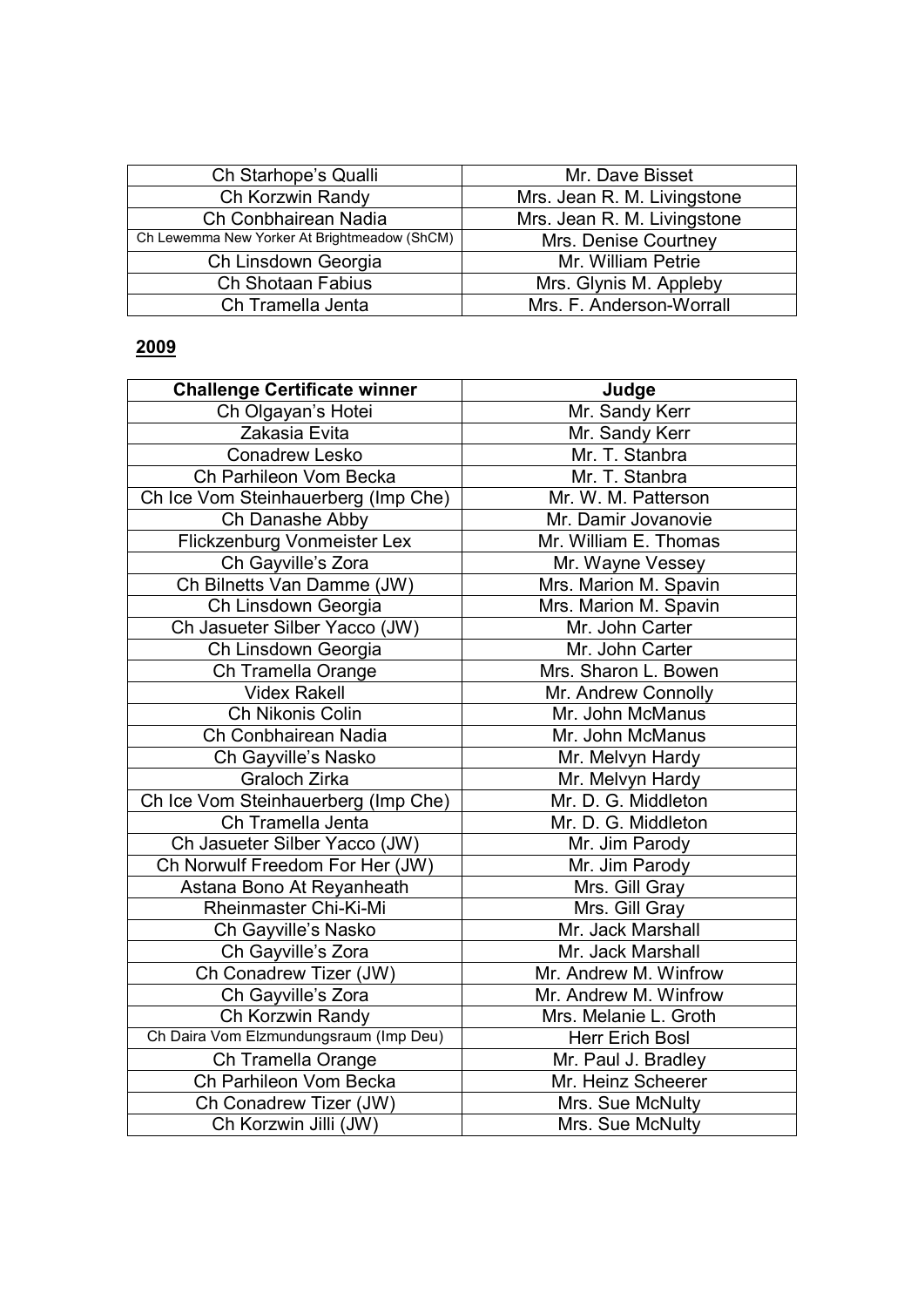| | |
|---|---|
| Ch Starhope's Qualli | Mr. Dave Bisset |
| Ch Korzwin Randy | Mrs. Jean R. M. Livingstone |
| Ch Conbhairean Nadia | Mrs. Jean R. M. Livingstone |
| Ch Lewemma New Yorker At Brightmeadow (ShCM) | Mrs. Denise Courtney |
| Ch Linsdown Georgia | Mr. William Petrie |
| Ch Shotaan Fabius | Mrs. Glynis M. Appleby |
| Ch Tramella Jenta | Mrs. F. Anderson-Worrall |

## 2009

| Challenge Certificate winner | Judge |
|---|---|
| Ch Olgayan's Hotei | Mr. Sandy Kerr |
| Zakasia Evita | Mr. Sandy Kerr |
| Conadrew Lesko | Mr. T. Stanbra |
| Ch Parhileon Vom Becka | Mr. T. Stanbra |
| Ch Ice Vom Steinhauerberg (Imp Che) | Mr. W. M. Patterson |
| Ch Danashe Abby | Mr. Damir Jovanovie |
| Flickzenburg Vonmeister Lex | Mr. William E. Thomas |
| Ch Gayville's Zora | Mr. Wayne Vessey |
| Ch Bilnetts Van Damme (JW) | Mrs. Marion M. Spavin |
| Ch Linsdown Georgia | Mrs. Marion M. Spavin |
| Ch Jasueter Silber Yacco (JW) | Mr. John Carter |
| Ch Linsdown Georgia | Mr. John Carter |
| Ch Tramella Orange | Mrs. Sharon L. Bowen |
| Videx Rakell | Mr. Andrew Connolly |
| Ch Nikonis Colin | Mr. John McManus |
| Ch Conbhairean Nadia | Mr. John McManus |
| Ch Gayville's Nasko | Mr. Melvyn Hardy |
| Graloch Zirka | Mr. Melvyn Hardy |
| Ch Ice Vom Steinhauerberg (Imp Che) | Mr. D. G. Middleton |
| Ch Tramella Jenta | Mr. D. G. Middleton |
| Ch Jasueter Silber Yacco (JW) | Mr. Jim Parody |
| Ch Norwulf Freedom For Her (JW) | Mr. Jim Parody |
| Astana Bono At Reyanheath | Mrs. Gill Gray |
| Rheinmaster Chi-Ki-Mi | Mrs. Gill Gray |
| Ch Gayville's Nasko | Mr. Jack Marshall |
| Ch Gayville's Zora | Mr. Jack Marshall |
| Ch Conadrew Tizer (JW) | Mr. Andrew M. Winfrow |
| Ch Gayville's Zora | Mr. Andrew M. Winfrow |
| Ch Korzwin Randy | Mrs. Melanie L. Groth |
| Ch Daira Vom Elzmundungsraum (Imp Deu) | Herr Erich Bosl |
| Ch Tramella Orange | Mr. Paul J. Bradley |
| Ch Parhileon Vom Becka | Mr. Heinz Scheerer |
| Ch Conadrew Tizer (JW) | Mrs. Sue McNulty |
| Ch Korzwin Jilli (JW) | Mrs. Sue McNulty |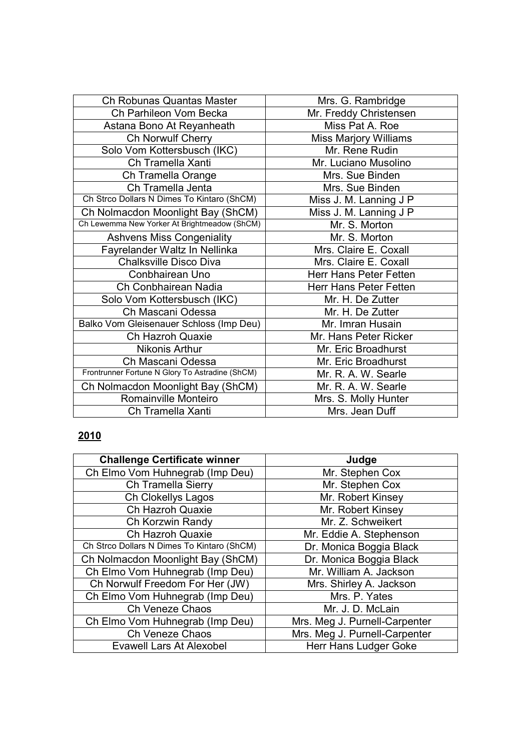| Ch Robunas Quantas Master | Mrs. G. Rambridge |
|---|---|
| Ch Parhileon Vom Becka | Mr. Freddy Christensen |
| Astana Bono At Reyanheath | Miss Pat A. Roe |
| Ch Norwulf Cherry | Miss Marjory Williams |
| Solo Vom Kottersbusch (IKC) | Mr. Rene Rudin |
| Ch Tramella Xanti | Mr. Luciano Musolino |
| Ch Tramella Orange | Mrs. Sue Binden |
| Ch Tramella Jenta | Mrs. Sue Binden |
| Ch Strco Dollars N Dimes To Kintaro (ShCM) | Miss J. M. Lanning J P |
| Ch Nolmacdon Moonlight Bay (ShCM) | Miss J. M. Lanning J P |
| Ch Lewemma New Yorker At Brightmeadow (ShCM) | Mr. S. Morton |
| Ashvens Miss Congeniality | Mr. S. Morton |
| Fayrelander Waltz In Nellinka | Mrs. Claire E. Coxall |
| Chalksville Disco Diva | Mrs. Claire E. Coxall |
| Conbhairean Uno | Herr Hans Peter Fetten |
| Ch Conbhairean Nadia | Herr Hans Peter Fetten |
| Solo Vom Kottersbusch (IKC) | Mr. H. De Zutter |
| Ch Mascani Odessa | Mr. H. De Zutter |
| Balko Vom Gleisenauer Schloss (Imp Deu) | Mr. Imran Husain |
| Ch Hazroh Quaxie | Mr. Hans Peter Ricker |
| Nikonis Arthur | Mr. Eric Broadhurst |
| Ch Mascani Odessa | Mr. Eric Broadhurst |
| Frontrunner Fortune N Glory To Astradine (ShCM) | Mr. R. A. W. Searle |
| Ch Nolmacdon Moonlight Bay (ShCM) | Mr. R. A. W. Searle |
| Romainville Monteiro | Mrs. S. Molly Hunter |
| Ch Tramella Xanti | Mrs. Jean Duff |

**2010**

| Challenge Certificate winner | Judge |
|---|---|
| Ch Elmo Vom Huhnegrab (Imp Deu) | Mr. Stephen Cox |
| Ch Tramella Sierry | Mr. Stephen Cox |
| Ch Clokellys Lagos | Mr. Robert Kinsey |
| Ch Hazroh Quaxie | Mr. Robert Kinsey |
| Ch Korzwin Randy | Mr. Z. Schweikert |
| Ch Hazroh Quaxie | Mr. Eddie A. Stephenson |
| Ch Strco Dollars N Dimes To Kintaro (ShCM) | Dr. Monica Boggia Black |
| Ch Nolmacdon Moonlight Bay (ShCM) | Dr. Monica Boggia Black |
| Ch Elmo Vom Huhnegrab (Imp Deu) | Mr. William A. Jackson |
| Ch Norwulf Freedom For Her (JW) | Mrs. Shirley A. Jackson |
| Ch Elmo Vom Huhnegrab (Imp Deu) | Mrs. P. Yates |
| Ch Veneze Chaos | Mr. J. D. McLain |
| Ch Elmo Vom Huhnegrab (Imp Deu) | Mrs. Meg J. Purnell-Carpenter |
| Ch Veneze Chaos | Mrs. Meg J. Purnell-Carpenter |
| Evawell Lars At Alexobel | Herr Hans Ludger Goke |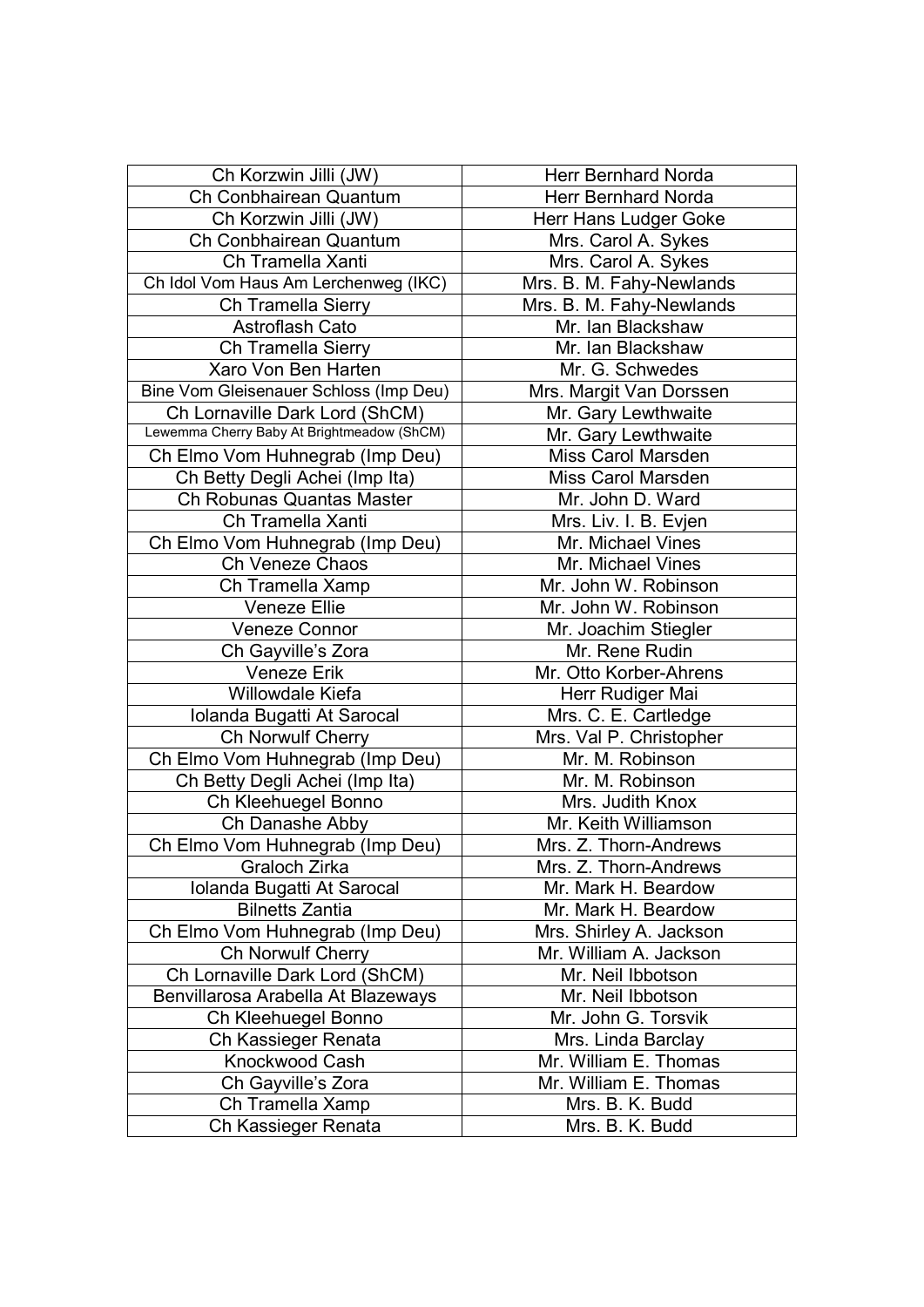| Ch Korzwin Jilli (JW) | Herr Bernhard Norda |
|---|---|
| Ch Conbhairean Quantum | Herr Bernhard Norda |
| Ch Korzwin Jilli (JW) | Herr Hans Ludger Goke |
| Ch Conbhairean Quantum | Mrs. Carol A. Sykes |
| Ch Tramella Xanti | Mrs. Carol A. Sykes |
| Ch Idol Vom Haus Am Lerchenweg (IKC) | Mrs. B. M. Fahy-Newlands |
| Ch Tramella Sierry | Mrs. B. M. Fahy-Newlands |
| Astroflash Cato | Mr. Ian Blackshaw |
| Ch Tramella Sierry | Mr. Ian Blackshaw |
| Xaro Von Ben Harten | Mr. G. Schwedes |
| Bine Vom Gleisenauer Schloss (Imp Deu) | Mrs. Margit Van Dorssen |
| Ch Lornaville Dark Lord (ShCM) | Mr. Gary Lewthwaite |
| Lewemma Cherry Baby At Brightmeadow (ShCM) | Mr. Gary Lewthwaite |
| Ch Elmo Vom Huhnegrab (Imp Deu) | Miss Carol Marsden |
| Ch Betty Degli Achei (Imp Ita) | Miss Carol Marsden |
| Ch Robunas Quantas Master | Mr. John D. Ward |
| Ch Tramella Xanti | Mrs. Liv. I. B. Evjen |
| Ch Elmo Vom Huhnegrab (Imp Deu) | Mr. Michael Vines |
| Ch Veneze Chaos | Mr. Michael Vines |
| Ch Tramella Xamp | Mr. John W. Robinson |
| Veneze Ellie | Mr. John W. Robinson |
| Veneze Connor | Mr. Joachim Stiegler |
| Ch Gayville's Zora | Mr. Rene Rudin |
| Veneze Erik | Mr. Otto Korber-Ahrens |
| Willowdale Kiefa | Herr Rudiger Mai |
| Iolanda Bugatti At Sarocal | Mrs. C. E. Cartledge |
| Ch Norwulf Cherry | Mrs. Val P. Christopher |
| Ch Elmo Vom Huhnegrab (Imp Deu) | Mr. M. Robinson |
| Ch Betty Degli Achei (Imp Ita) | Mr. M. Robinson |
| Ch Kleehuegel Bonno | Mrs. Judith Knox |
| Ch Danashe Abby | Mr. Keith Williamson |
| Ch Elmo Vom Huhnegrab (Imp Deu) | Mrs. Z. Thorn-Andrews |
| Graloch Zirka | Mrs. Z. Thorn-Andrews |
| Iolanda Bugatti At Sarocal | Mr. Mark H. Beardow |
| Bilnetts Zantia | Mr. Mark H. Beardow |
| Ch Elmo Vom Huhnegrab (Imp Deu) | Mrs. Shirley A. Jackson |
| Ch Norwulf Cherry | Mr. William A. Jackson |
| Ch Lornaville Dark Lord (ShCM) | Mr. Neil Ibbotson |
| Benvillarosa Arabella At Blazeways | Mr. Neil Ibbotson |
| Ch Kleehuegel Bonno | Mr. John G. Torsvik |
| Ch Kassieger Renata | Mrs. Linda Barclay |
| Knockwood Cash | Mr. William E. Thomas |
| Ch Gayville's Zora | Mr. William E. Thomas |
| Ch Tramella Xamp | Mrs. B. K. Budd |
| Ch Kassieger Renata | Mrs. B. K. Budd |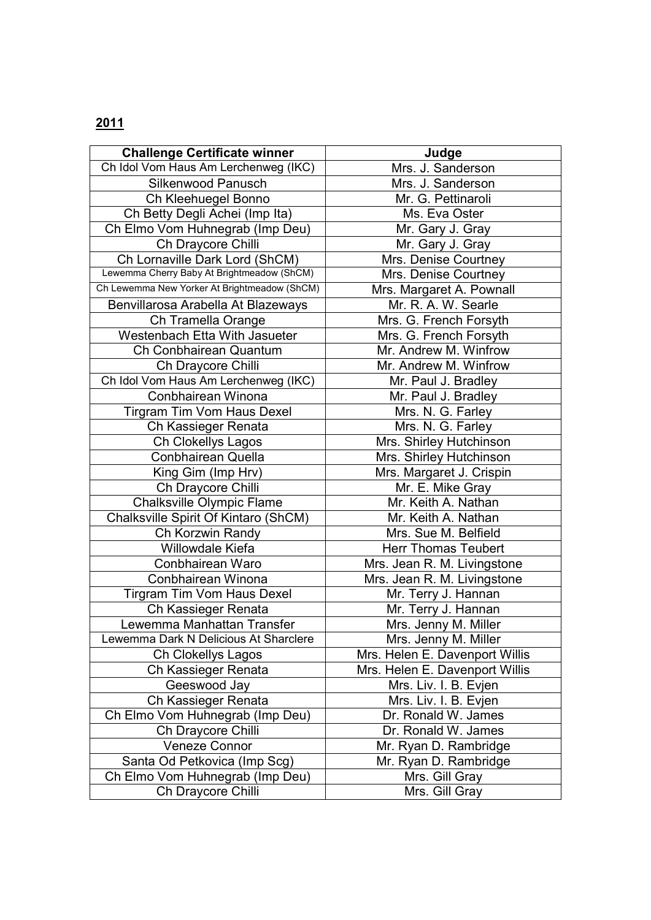**2011**

| Challenge Certificate winner | Judge |
| --- | --- |
| Ch Idol Vom Haus Am Lerchenweg (IKC) | Mrs. J. Sanderson |
| Silkenwood Panusch | Mrs. J. Sanderson |
| Ch Kleehuegel Bonno | Mr. G. Pettinaroli |
| Ch Betty Degli Achei (Imp Ita) | Ms. Eva Oster |
| Ch Elmo Vom Huhnegrab (Imp Deu) | Mr. Gary J. Gray |
| Ch Draycore Chilli | Mr. Gary J. Gray |
| Ch Lornaville Dark Lord (ShCM) | Mrs. Denise Courtney |
| Lewemma Cherry Baby At Brightmeadow (ShCM) | Mrs. Denise Courtney |
| Ch Lewemma New Yorker At Brightmeadow (ShCM) | Mrs. Margaret A. Pownall |
| Benvillarosa Arabella At Blazeways | Mr. R. A. W. Searle |
| Ch Tramella Orange | Mrs. G. French Forsyth |
| Westenbach Etta With Jasueter | Mrs. G. French Forsyth |
| Ch Conbhairean Quantum | Mr. Andrew M. Winfrow |
| Ch Draycore Chilli | Mr. Andrew M. Winfrow |
| Ch Idol Vom Haus Am Lerchenweg (IKC) | Mr. Paul J. Bradley |
| Conbhairean Winona | Mr. Paul J. Bradley |
| Tirgram Tim Vom Haus Dexel | Mrs. N. G. Farley |
| Ch Kassieger Renata | Mrs. N. G. Farley |
| Ch Clokellys Lagos | Mrs. Shirley Hutchinson |
| Conbhairean Quella | Mrs. Shirley Hutchinson |
| King Gim (Imp Hrv) | Mrs. Margaret J. Crispin |
| Ch Draycore Chilli | Mr. E. Mike Gray |
| Chalksville Olympic Flame | Mr. Keith A. Nathan |
| Chalksville Spirit Of Kintaro (ShCM) | Mr. Keith A. Nathan |
| Ch Korzwin Randy | Mrs. Sue M. Belfield |
| Willowdale Kiefa | Herr Thomas Teubert |
| Conbhairean Waro | Mrs. Jean R. M. Livingstone |
| Conbhairean Winona | Mrs. Jean R. M. Livingstone |
| Tirgram Tim Vom Haus Dexel | Mr. Terry J. Hannan |
| Ch Kassieger Renata | Mr. Terry J. Hannan |
| Lewemma Manhattan Transfer | Mrs. Jenny M. Miller |
| Lewemma Dark N Delicious At Sharclere | Mrs. Jenny M. Miller |
| Ch Clokellys Lagos | Mrs. Helen E. Davenport Willis |
| Ch Kassieger Renata | Mrs. Helen E. Davenport Willis |
| Geeswood Jay | Mrs. Liv. I. B. Evjen |
| Ch Kassieger Renata | Mrs. Liv. I. B. Evjen |
| Ch Elmo Vom Huhnegrab (Imp Deu) | Dr. Ronald W. James |
| Ch Draycore Chilli | Dr. Ronald W. James |
| Veneze Connor | Mr. Ryan D. Rambridge |
| Santa Od Petkovica (Imp Scg) | Mr. Ryan D. Rambridge |
| Ch Elmo Vom Huhnegrab (Imp Deu) | Mrs. Gill Gray |
| Ch Draycore Chilli | Mrs. Gill Gray |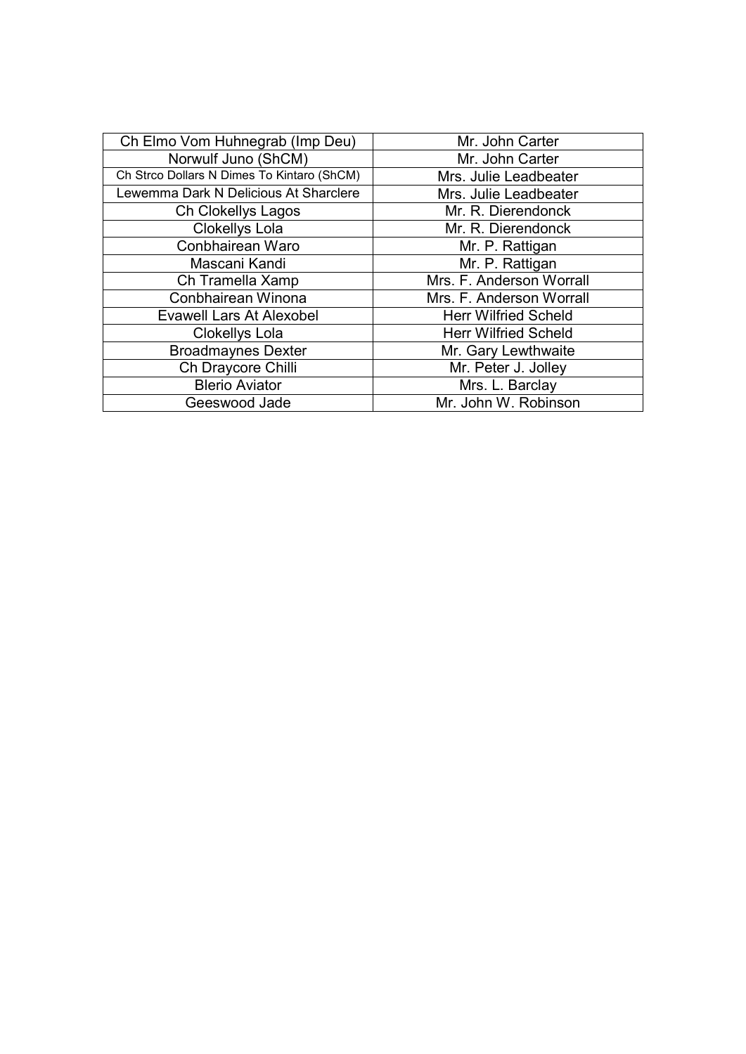| | |
|---|---|
| Ch Elmo Vom Huhnegrab (Imp Deu) | Mr. John Carter |
| Norwulf Juno (ShCM) | Mr. John Carter |
| Ch Strco Dollars N Dimes To Kintaro (ShCM) | Mrs. Julie Leadbeater |
| Lewemma Dark N Delicious At Sharclere | Mrs. Julie Leadbeater |
| Ch Clokellys Lagos | Mr. R. Dierendonck |
| Clokellys Lola | Mr. R. Dierendonck |
| Conbhairean Waro | Mr. P. Rattigan |
| Mascani Kandi | Mr. P. Rattigan |
| Ch Tramella Xamp | Mrs. F. Anderson Worrall |
| Conbhairean Winona | Mrs. F. Anderson Worrall |
| Evawell Lars At Alexobel | Herr Wilfried Scheld |
| Clokellys Lola | Herr Wilfried Scheld |
| Broadmaynes Dexter | Mr. Gary Lewthwaite |
| Ch Draycore Chilli | Mr. Peter J. Jolley |
| Blerio Aviator | Mrs. L. Barclay |
| Geeswood Jade | Mr. John W. Robinson |